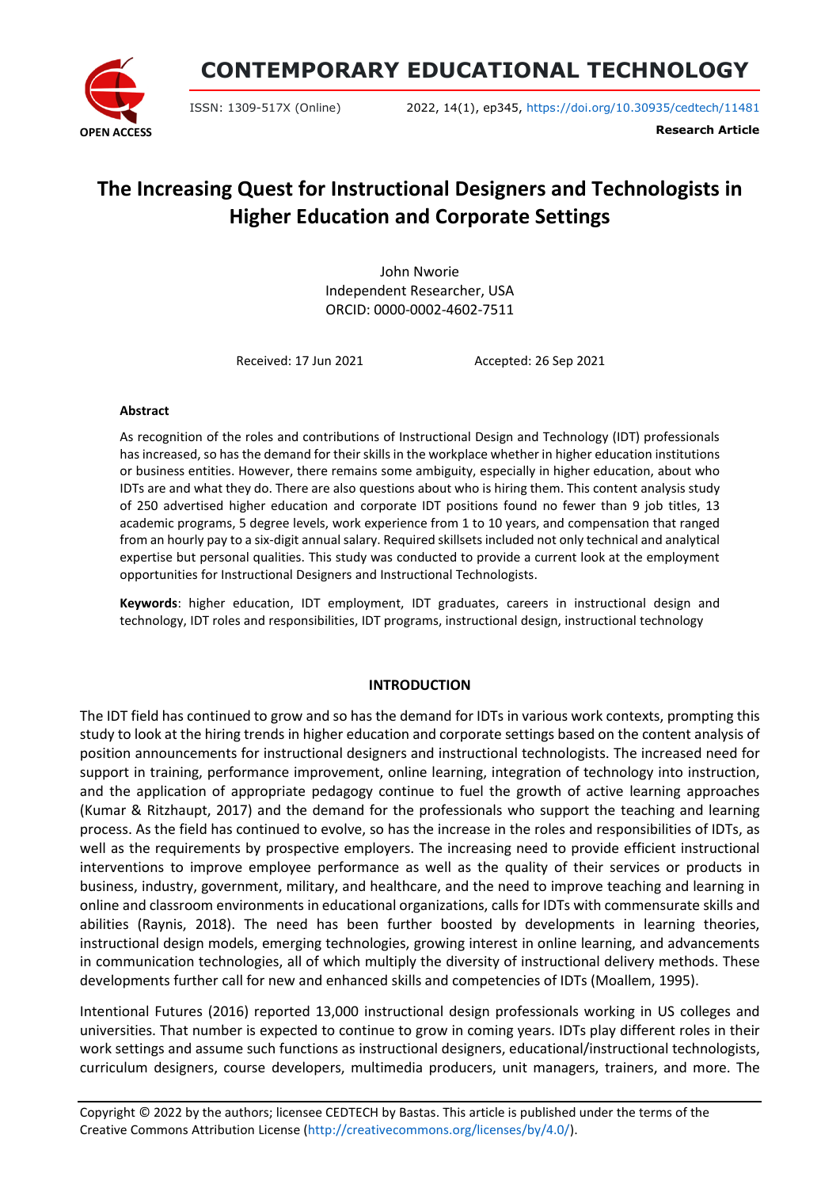# CONTEMPORARY EDUCATIONAL TECHNOLOGY

ISSN: 1309-517X (Online) 2022, 14(1), ep345, https://doi.org/10.30935/cedtech/11481

OPEN ACCESS

**Research Article**

# The Increasing Quest for Instructional Designers and Technologists in Higher Education and Corporate Settings

John Nworie
Independent Researcher, USA
ORCID: 0000-0002-4602-7511

Received: 17 Jun 2021 Accepted: 26 Sep 2021

### Abstract

As recognition of the roles and contributions of Instructional Design and Technology (IDT) professionals has increased, so has the demand for their skills in the workplace whether in higher education institutions or business entities. However, there remains some ambiguity, especially in higher education, about who IDTs are and what they do. There are also questions about who is hiring them. This content analysis study of 250 advertised higher education and corporate IDT positions found no fewer than 9 job titles, 13 academic programs, 5 degree levels, work experience from 1 to 10 years, and compensation that ranged from an hourly pay to a six-digit annual salary. Required skillsets included not only technical and analytical expertise but personal qualities. This study was conducted to provide a current look at the employment opportunities for Instructional Designers and Instructional Technologists.

**Keywords**: higher education, IDT employment, IDT graduates, careers in instructional design and technology, IDT roles and responsibilities, IDT programs, instructional design, instructional technology

## INTRODUCTION

The IDT field has continued to grow and so has the demand for IDTs in various work contexts, prompting this study to look at the hiring trends in higher education and corporate settings based on the content analysis of position announcements for instructional designers and instructional technologists. The increased need for support in training, performance improvement, online learning, integration of technology into instruction, and the application of appropriate pedagogy continue to fuel the growth of active learning approaches (Kumar & Ritzhaupt, 2017) and the demand for the professionals who support the teaching and learning process. As the field has continued to evolve, so has the increase in the roles and responsibilities of IDTs, as well as the requirements by prospective employers. The increasing need to provide efficient instructional interventions to improve employee performance as well as the quality of their services or products in business, industry, government, military, and healthcare, and the need to improve teaching and learning in online and classroom environments in educational organizations, calls for IDTs with commensurate skills and abilities (Raynis, 2018). The need has been further boosted by developments in learning theories, instructional design models, emerging technologies, growing interest in online learning, and advancements in communication technologies, all of which multiply the diversity of instructional delivery methods. These developments further call for new and enhanced skills and competencies of IDTs (Moallem, 1995).

Intentional Futures (2016) reported 13,000 instructional design professionals working in US colleges and universities. That number is expected to continue to grow in coming years. IDTs play different roles in their work settings and assume such functions as instructional designers, educational/instructional technologists, curriculum designers, course developers, multimedia producers, unit managers, trainers, and more. The

Copyright © 2022 by the authors; licensee CEDTECH by Bastas. This article is published under the terms of the Creative Commons Attribution License (http://creativecommons.org/licenses/by/4.0/).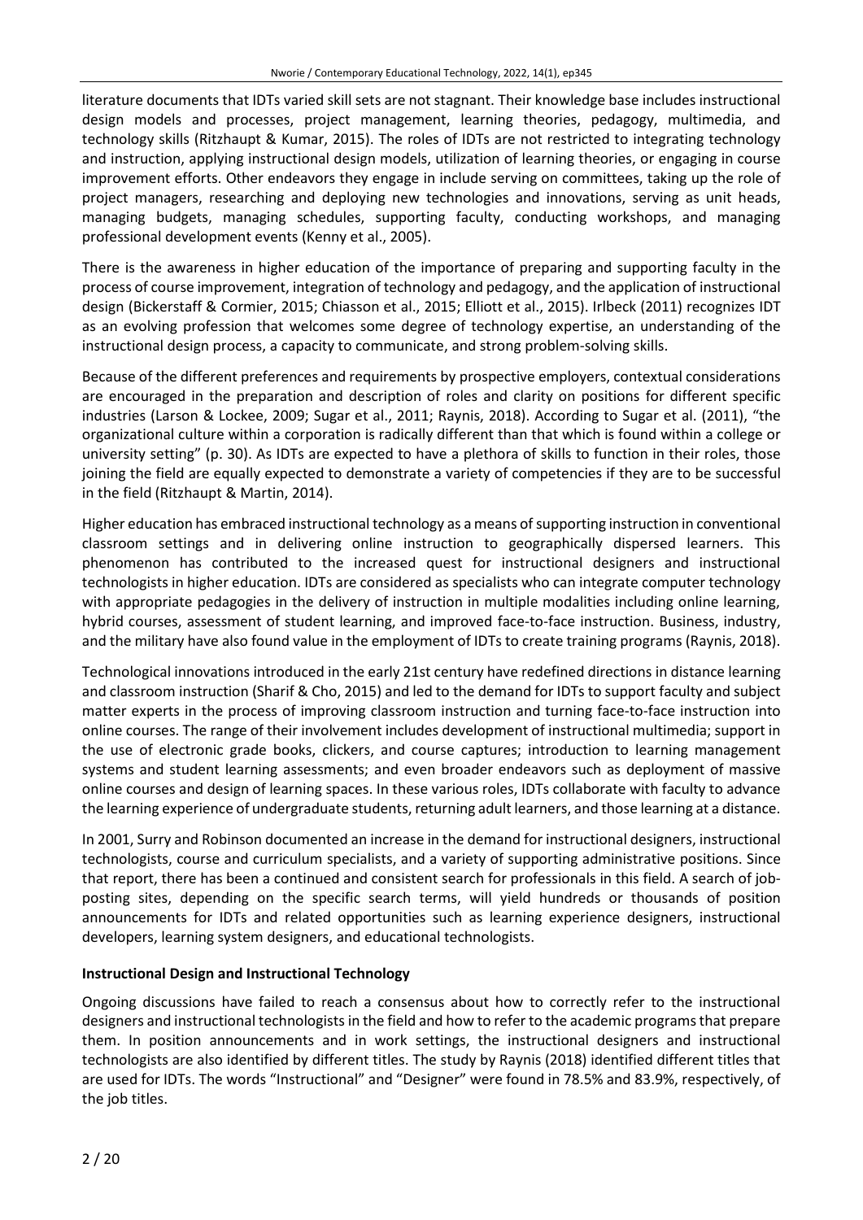literature documents that IDTs varied skill sets are not stagnant. Their knowledge base includes instructional design models and processes, project management, learning theories, pedagogy, multimedia, and technology skills (Ritzhaupt & Kumar, 2015). The roles of IDTs are not restricted to integrating technology and instruction, applying instructional design models, utilization of learning theories, or engaging in course improvement efforts. Other endeavors they engage in include serving on committees, taking up the role of project managers, researching and deploying new technologies and innovations, serving as unit heads, managing budgets, managing schedules, supporting faculty, conducting workshops, and managing professional development events (Kenny et al., 2005).

There is the awareness in higher education of the importance of preparing and supporting faculty in the process of course improvement, integration of technology and pedagogy, and the application of instructional design (Bickerstaff & Cormier, 2015; Chiasson et al., 2015; Elliott et al., 2015). Irlbeck (2011) recognizes IDT as an evolving profession that welcomes some degree of technology expertise, an understanding of the instructional design process, a capacity to communicate, and strong problem-solving skills.

Because of the different preferences and requirements by prospective employers, contextual considerations are encouraged in the preparation and description of roles and clarity on positions for different specific industries (Larson & Lockee, 2009; Sugar et al., 2011; Raynis, 2018). According to Sugar et al. (2011), "the organizational culture within a corporation is radically different than that which is found within a college or university setting" (p. 30). As IDTs are expected to have a plethora of skills to function in their roles, those joining the field are equally expected to demonstrate a variety of competencies if they are to be successful in the field (Ritzhaupt & Martin, 2014).

Higher education has embraced instructional technology as a means of supporting instruction in conventional classroom settings and in delivering online instruction to geographically dispersed learners. This phenomenon has contributed to the increased quest for instructional designers and instructional technologists in higher education. IDTs are considered as specialists who can integrate computer technology with appropriate pedagogies in the delivery of instruction in multiple modalities including online learning, hybrid courses, assessment of student learning, and improved face-to-face instruction. Business, industry, and the military have also found value in the employment of IDTs to create training programs (Raynis, 2018).

Technological innovations introduced in the early 21st century have redefined directions in distance learning and classroom instruction (Sharif & Cho, 2015) and led to the demand for IDTs to support faculty and subject matter experts in the process of improving classroom instruction and turning face-to-face instruction into online courses. The range of their involvement includes development of instructional multimedia; support in the use of electronic grade books, clickers, and course captures; introduction to learning management systems and student learning assessments; and even broader endeavors such as deployment of massive online courses and design of learning spaces. In these various roles, IDTs collaborate with faculty to advance the learning experience of undergraduate students, returning adult learners, and those learning at a distance.

In 2001, Surry and Robinson documented an increase in the demand for instructional designers, instructional technologists, course and curriculum specialists, and a variety of supporting administrative positions. Since that report, there has been a continued and consistent search for professionals in this field. A search of job-posting sites, depending on the specific search terms, will yield hundreds or thousands of position announcements for IDTs and related opportunities such as learning experience designers, instructional developers, learning system designers, and educational technologists.

### Instructional Design and Instructional Technology

Ongoing discussions have failed to reach a consensus about how to correctly refer to the instructional designers and instructional technologists in the field and how to refer to the academic programs that prepare them. In position announcements and in work settings, the instructional designers and instructional technologists are also identified by different titles. The study by Raynis (2018) identified different titles that are used for IDTs. The words "Instructional" and "Designer" were found in 78.5% and 83.9%, respectively, of the job titles.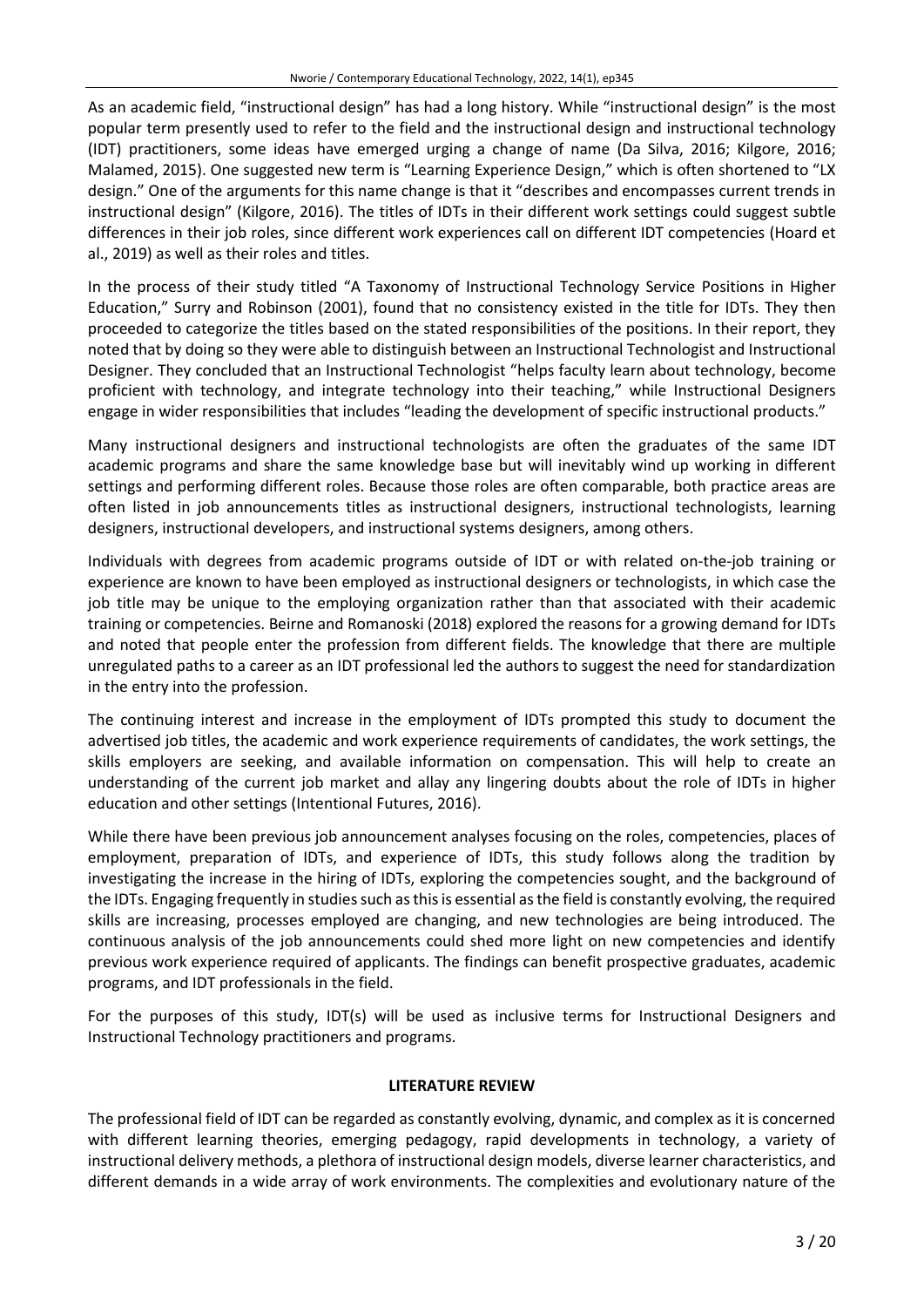As an academic field, "instructional design" has had a long history. While "instructional design" is the most popular term presently used to refer to the field and the instructional design and instructional technology (IDT) practitioners, some ideas have emerged urging a change of name (Da Silva, 2016; Kilgore, 2016; Malamed, 2015). One suggested new term is "Learning Experience Design," which is often shortened to "LX design." One of the arguments for this name change is that it "describes and encompasses current trends in instructional design" (Kilgore, 2016). The titles of IDTs in their different work settings could suggest subtle differences in their job roles, since different work experiences call on different IDT competencies (Hoard et al., 2019) as well as their roles and titles.

In the process of their study titled "A Taxonomy of Instructional Technology Service Positions in Higher Education," Surry and Robinson (2001), found that no consistency existed in the title for IDTs. They then proceeded to categorize the titles based on the stated responsibilities of the positions. In their report, they noted that by doing so they were able to distinguish between an Instructional Technologist and Instructional Designer. They concluded that an Instructional Technologist "helps faculty learn about technology, become proficient with technology, and integrate technology into their teaching," while Instructional Designers engage in wider responsibilities that includes "leading the development of specific instructional products."

Many instructional designers and instructional technologists are often the graduates of the same IDT academic programs and share the same knowledge base but will inevitably wind up working in different settings and performing different roles. Because those roles are often comparable, both practice areas are often listed in job announcements titles as instructional designers, instructional technologists, learning designers, instructional developers, and instructional systems designers, among others.

Individuals with degrees from academic programs outside of IDT or with related on-the-job training or experience are known to have been employed as instructional designers or technologists, in which case the job title may be unique to the employing organization rather than that associated with their academic training or competencies. Beirne and Romanoski (2018) explored the reasons for a growing demand for IDTs and noted that people enter the profession from different fields. The knowledge that there are multiple unregulated paths to a career as an IDT professional led the authors to suggest the need for standardization in the entry into the profession.

The continuing interest and increase in the employment of IDTs prompted this study to document the advertised job titles, the academic and work experience requirements of candidates, the work settings, the skills employers are seeking, and available information on compensation. This will help to create an understanding of the current job market and allay any lingering doubts about the role of IDTs in higher education and other settings (Intentional Futures, 2016).

While there have been previous job announcement analyses focusing on the roles, competencies, places of employment, preparation of IDTs, and experience of IDTs, this study follows along the tradition by investigating the increase in the hiring of IDTs, exploring the competencies sought, and the background of the IDTs. Engaging frequently in studies such as this is essential as the field is constantly evolving, the required skills are increasing, processes employed are changing, and new technologies are being introduced. The continuous analysis of the job announcements could shed more light on new competencies and identify previous work experience required of applicants. The findings can benefit prospective graduates, academic programs, and IDT professionals in the field.

For the purposes of this study, IDT(s) will be used as inclusive terms for Instructional Designers and Instructional Technology practitioners and programs.

## LITERATURE REVIEW

The professional field of IDT can be regarded as constantly evolving, dynamic, and complex as it is concerned with different learning theories, emerging pedagogy, rapid developments in technology, a variety of instructional delivery methods, a plethora of instructional design models, diverse learner characteristics, and different demands in a wide array of work environments. The complexities and evolutionary nature of the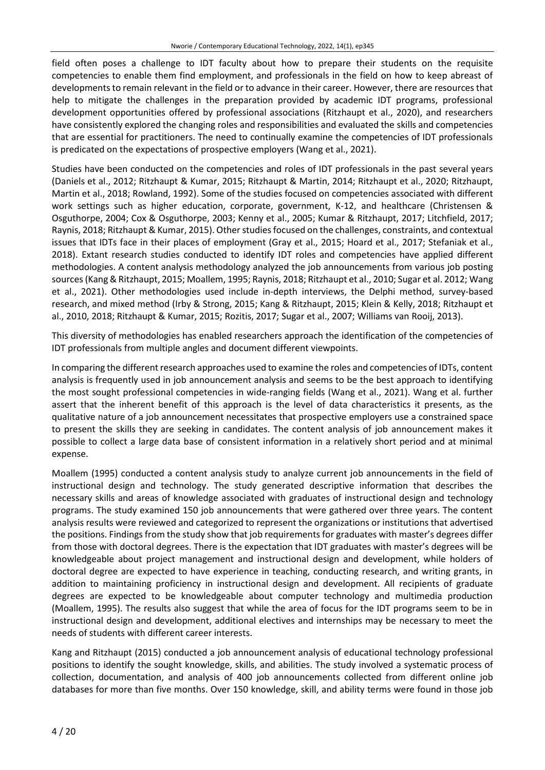field often poses a challenge to IDT faculty about how to prepare their students on the requisite competencies to enable them find employment, and professionals in the field on how to keep abreast of developments to remain relevant in the field or to advance in their career. However, there are resources that help to mitigate the challenges in the preparation provided by academic IDT programs, professional development opportunities offered by professional associations (Ritzhaupt et al., 2020), and researchers have consistently explored the changing roles and responsibilities and evaluated the skills and competencies that are essential for practitioners. The need to continually examine the competencies of IDT professionals is predicated on the expectations of prospective employers (Wang et al., 2021).

Studies have been conducted on the competencies and roles of IDT professionals in the past several years (Daniels et al., 2012; Ritzhaupt & Kumar, 2015; Ritzhaupt & Martin, 2014; Ritzhaupt et al., 2020; Ritzhaupt, Martin et al., 2018; Rowland, 1992). Some of the studies focused on competencies associated with different work settings such as higher education, corporate, government, K-12, and healthcare (Christensen & Osguthorpe, 2004; Cox & Osguthorpe, 2003; Kenny et al., 2005; Kumar & Ritzhaupt, 2017; Litchfield, 2017; Raynis, 2018; Ritzhaupt & Kumar, 2015). Other studies focused on the challenges, constraints, and contextual issues that IDTs face in their places of employment (Gray et al., 2015; Hoard et al., 2017; Stefaniak et al., 2018). Extant research studies conducted to identify IDT roles and competencies have applied different methodologies. A content analysis methodology analyzed the job announcements from various job posting sources (Kang & Ritzhaupt, 2015; Moallem, 1995; Raynis, 2018; Ritzhaupt et al., 2010; Sugar et al. 2012; Wang et al., 2021). Other methodologies used include in-depth interviews, the Delphi method, survey-based research, and mixed method (Irby & Strong, 2015; Kang & Ritzhaupt, 2015; Klein & Kelly, 2018; Ritzhaupt et al., 2010, 2018; Ritzhaupt & Kumar, 2015; Rozitis, 2017; Sugar et al., 2007; Williams van Rooij, 2013).

This diversity of methodologies has enabled researchers approach the identification of the competencies of IDT professionals from multiple angles and document different viewpoints.

In comparing the different research approaches used to examine the roles and competencies of IDTs, content analysis is frequently used in job announcement analysis and seems to be the best approach to identifying the most sought professional competencies in wide-ranging fields (Wang et al., 2021). Wang et al. further assert that the inherent benefit of this approach is the level of data characteristics it presents, as the qualitative nature of a job announcement necessitates that prospective employers use a constrained space to present the skills they are seeking in candidates. The content analysis of job announcement makes it possible to collect a large data base of consistent information in a relatively short period and at minimal expense.

Moallem (1995) conducted a content analysis study to analyze current job announcements in the field of instructional design and technology. The study generated descriptive information that describes the necessary skills and areas of knowledge associated with graduates of instructional design and technology programs. The study examined 150 job announcements that were gathered over three years. The content analysis results were reviewed and categorized to represent the organizations or institutions that advertised the positions. Findings from the study show that job requirements for graduates with master's degrees differ from those with doctoral degrees. There is the expectation that IDT graduates with master's degrees will be knowledgeable about project management and instructional design and development, while holders of doctoral degree are expected to have experience in teaching, conducting research, and writing grants, in addition to maintaining proficiency in instructional design and development. All recipients of graduate degrees are expected to be knowledgeable about computer technology and multimedia production (Moallem, 1995). The results also suggest that while the area of focus for the IDT programs seem to be in instructional design and development, additional electives and internships may be necessary to meet the needs of students with different career interests.

Kang and Ritzhaupt (2015) conducted a job announcement analysis of educational technology professional positions to identify the sought knowledge, skills, and abilities. The study involved a systematic process of collection, documentation, and analysis of 400 job announcements collected from different online job databases for more than five months. Over 150 knowledge, skill, and ability terms were found in those job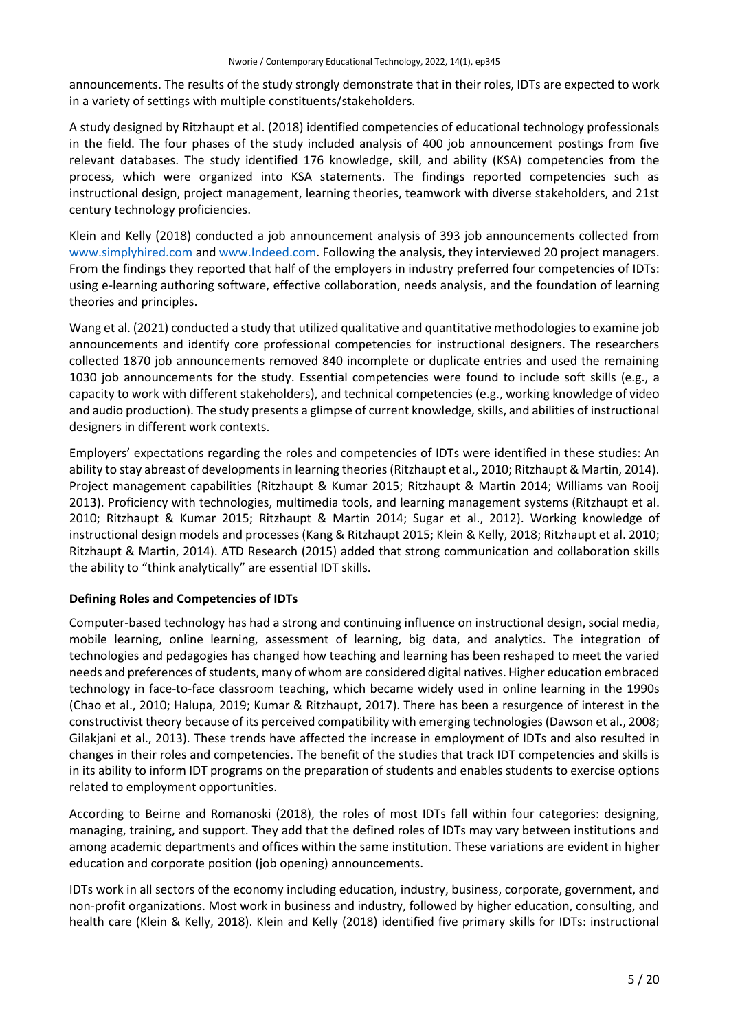announcements. The results of the study strongly demonstrate that in their roles, IDTs are expected to work in a variety of settings with multiple constituents/stakeholders.

A study designed by Ritzhaupt et al. (2018) identified competencies of educational technology professionals in the field. The four phases of the study included analysis of 400 job announcement postings from five relevant databases. The study identified 176 knowledge, skill, and ability (KSA) competencies from the process, which were organized into KSA statements. The findings reported competencies such as instructional design, project management, learning theories, teamwork with diverse stakeholders, and 21st century technology proficiencies.

Klein and Kelly (2018) conducted a job announcement analysis of 393 job announcements collected from www.simplyhired.com and www.Indeed.com. Following the analysis, they interviewed 20 project managers. From the findings they reported that half of the employers in industry preferred four competencies of IDTs: using e-learning authoring software, effective collaboration, needs analysis, and the foundation of learning theories and principles.

Wang et al. (2021) conducted a study that utilized qualitative and quantitative methodologies to examine job announcements and identify core professional competencies for instructional designers. The researchers collected 1870 job announcements removed 840 incomplete or duplicate entries and used the remaining 1030 job announcements for the study. Essential competencies were found to include soft skills (e.g., a capacity to work with different stakeholders), and technical competencies (e.g., working knowledge of video and audio production). The study presents a glimpse of current knowledge, skills, and abilities of instructional designers in different work contexts.

Employers' expectations regarding the roles and competencies of IDTs were identified in these studies: An ability to stay abreast of developments in learning theories (Ritzhaupt et al., 2010; Ritzhaupt & Martin, 2014). Project management capabilities (Ritzhaupt & Kumar 2015; Ritzhaupt & Martin 2014; Williams van Rooij 2013). Proficiency with technologies, multimedia tools, and learning management systems (Ritzhaupt et al. 2010; Ritzhaupt & Kumar 2015; Ritzhaupt & Martin 2014; Sugar et al., 2012). Working knowledge of instructional design models and processes (Kang & Ritzhaupt 2015; Klein & Kelly, 2018; Ritzhaupt et al. 2010; Ritzhaupt & Martin, 2014). ATD Research (2015) added that strong communication and collaboration skills the ability to "think analytically" are essential IDT skills.

**Defining Roles and Competencies of IDTs**

Computer-based technology has had a strong and continuing influence on instructional design, social media, mobile learning, online learning, assessment of learning, big data, and analytics. The integration of technologies and pedagogies has changed how teaching and learning has been reshaped to meet the varied needs and preferences of students, many of whom are considered digital natives. Higher education embraced technology in face-to-face classroom teaching, which became widely used in online learning in the 1990s (Chao et al., 2010; Halupa, 2019; Kumar & Ritzhaupt, 2017). There has been a resurgence of interest in the constructivist theory because of its perceived compatibility with emerging technologies (Dawson et al., 2008; Gilakjani et al., 2013). These trends have affected the increase in employment of IDTs and also resulted in changes in their roles and competencies. The benefit of the studies that track IDT competencies and skills is in its ability to inform IDT programs on the preparation of students and enables students to exercise options related to employment opportunities.

According to Beirne and Romanoski (2018), the roles of most IDTs fall within four categories: designing, managing, training, and support. They add that the defined roles of IDTs may vary between institutions and among academic departments and offices within the same institution. These variations are evident in higher education and corporate position (job opening) announcements.

IDTs work in all sectors of the economy including education, industry, business, corporate, government, and non-profit organizations. Most work in business and industry, followed by higher education, consulting, and health care (Klein & Kelly, 2018). Klein and Kelly (2018) identified five primary skills for IDTs: instructional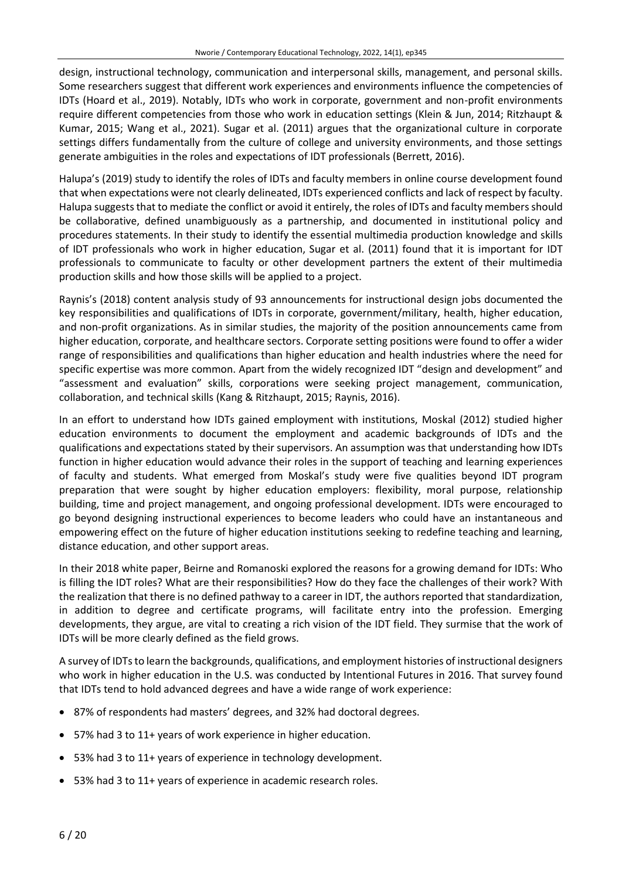design, instructional technology, communication and interpersonal skills, management, and personal skills. Some researchers suggest that different work experiences and environments influence the competencies of IDTs (Hoard et al., 2019). Notably, IDTs who work in corporate, government and non-profit environments require different competencies from those who work in education settings (Klein & Jun, 2014; Ritzhaupt & Kumar, 2015; Wang et al., 2021). Sugar et al. (2011) argues that the organizational culture in corporate settings differs fundamentally from the culture of college and university environments, and those settings generate ambiguities in the roles and expectations of IDT professionals (Berrett, 2016).

Halupa's (2019) study to identify the roles of IDTs and faculty members in online course development found that when expectations were not clearly delineated, IDTs experienced conflicts and lack of respect by faculty. Halupa suggests that to mediate the conflict or avoid it entirely, the roles of IDTs and faculty members should be collaborative, defined unambiguously as a partnership, and documented in institutional policy and procedures statements. In their study to identify the essential multimedia production knowledge and skills of IDT professionals who work in higher education, Sugar et al. (2011) found that it is important for IDT professionals to communicate to faculty or other development partners the extent of their multimedia production skills and how those skills will be applied to a project.

Raynis's (2018) content analysis study of 93 announcements for instructional design jobs documented the key responsibilities and qualifications of IDTs in corporate, government/military, health, higher education, and non-profit organizations. As in similar studies, the majority of the position announcements came from higher education, corporate, and healthcare sectors. Corporate setting positions were found to offer a wider range of responsibilities and qualifications than higher education and health industries where the need for specific expertise was more common. Apart from the widely recognized IDT "design and development" and "assessment and evaluation" skills, corporations were seeking project management, communication, collaboration, and technical skills (Kang & Ritzhaupt, 2015; Raynis, 2016).

In an effort to understand how IDTs gained employment with institutions, Moskal (2012) studied higher education environments to document the employment and academic backgrounds of IDTs and the qualifications and expectations stated by their supervisors. An assumption was that understanding how IDTs function in higher education would advance their roles in the support of teaching and learning experiences of faculty and students. What emerged from Moskal's study were five qualities beyond IDT program preparation that were sought by higher education employers: flexibility, moral purpose, relationship building, time and project management, and ongoing professional development. IDTs were encouraged to go beyond designing instructional experiences to become leaders who could have an instantaneous and empowering effect on the future of higher education institutions seeking to redefine teaching and learning, distance education, and other support areas.

In their 2018 white paper, Beirne and Romanoski explored the reasons for a growing demand for IDTs: Who is filling the IDT roles? What are their responsibilities? How do they face the challenges of their work? With the realization that there is no defined pathway to a career in IDT, the authors reported that standardization, in addition to degree and certificate programs, will facilitate entry into the profession. Emerging developments, they argue, are vital to creating a rich vision of the IDT field. They surmise that the work of IDTs will be more clearly defined as the field grows.

A survey of IDTs to learn the backgrounds, qualifications, and employment histories of instructional designers who work in higher education in the U.S. was conducted by Intentional Futures in 2016. That survey found that IDTs tend to hold advanced degrees and have a wide range of work experience:

- 87% of respondents had masters' degrees, and 32% had doctoral degrees.
- 57% had 3 to 11+ years of work experience in higher education.
- 53% had 3 to 11+ years of experience in technology development.
- 53% had 3 to 11+ years of experience in academic research roles.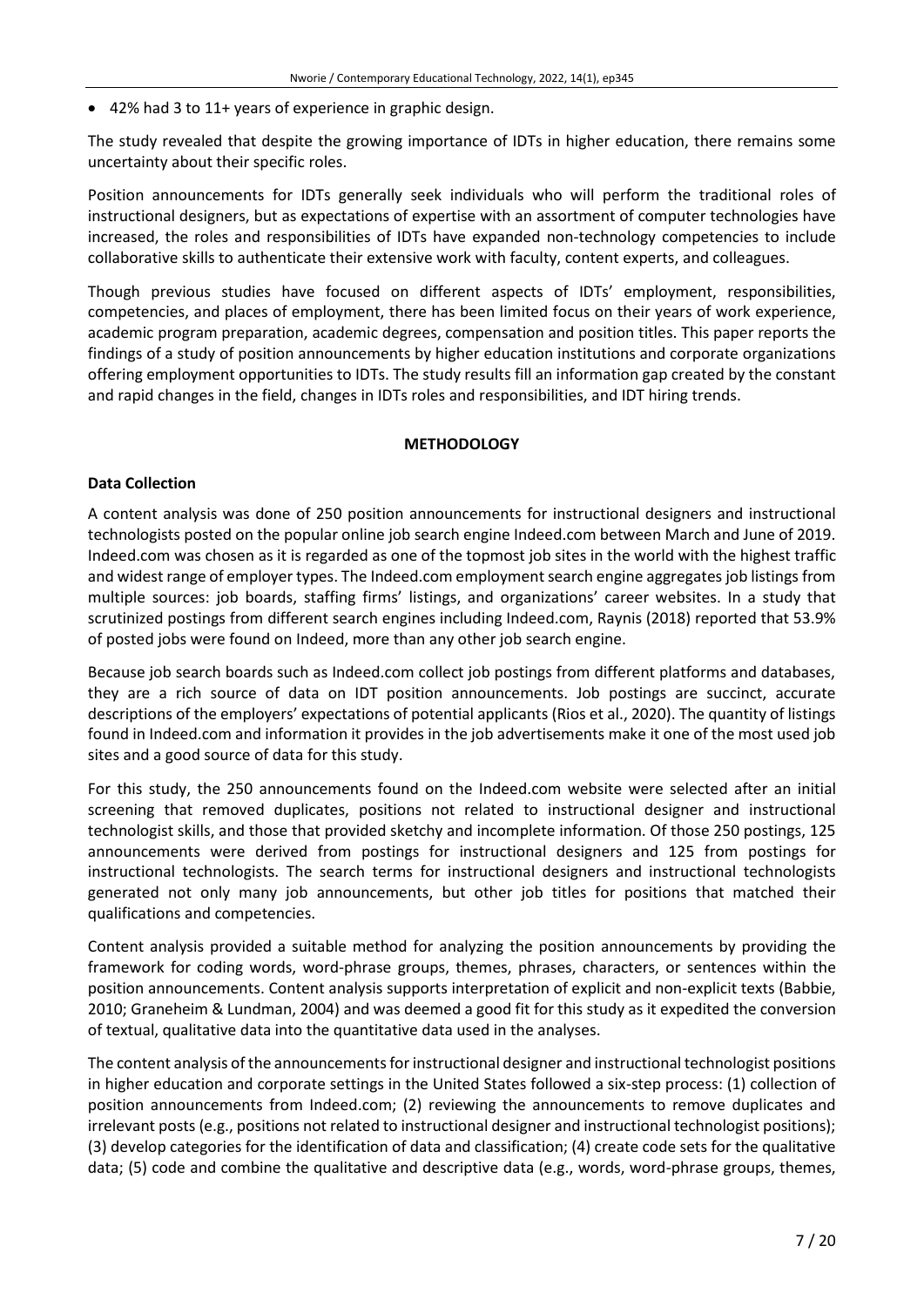- 42% had 3 to 11+ years of experience in graphic design.

The study revealed that despite the growing importance of IDTs in higher education, there remains some uncertainty about their specific roles.

Position announcements for IDTs generally seek individuals who will perform the traditional roles of instructional designers, but as expectations of expertise with an assortment of computer technologies have increased, the roles and responsibilities of IDTs have expanded non-technology competencies to include collaborative skills to authenticate their extensive work with faculty, content experts, and colleagues.

Though previous studies have focused on different aspects of IDTs' employment, responsibilities, competencies, and places of employment, there has been limited focus on their years of work experience, academic program preparation, academic degrees, compensation and position titles. This paper reports the findings of a study of position announcements by higher education institutions and corporate organizations offering employment opportunities to IDTs. The study results fill an information gap created by the constant and rapid changes in the field, changes in IDTs roles and responsibilities, and IDT hiring trends.

## METHODOLOGY

### Data Collection

A content analysis was done of 250 position announcements for instructional designers and instructional technologists posted on the popular online job search engine Indeed.com between March and June of 2019. Indeed.com was chosen as it is regarded as one of the topmost job sites in the world with the highest traffic and widest range of employer types. The Indeed.com employment search engine aggregates job listings from multiple sources: job boards, staffing firms' listings, and organizations' career websites. In a study that scrutinized postings from different search engines including Indeed.com, Raynis (2018) reported that 53.9% of posted jobs were found on Indeed, more than any other job search engine.

Because job search boards such as Indeed.com collect job postings from different platforms and databases, they are a rich source of data on IDT position announcements. Job postings are succinct, accurate descriptions of the employers' expectations of potential applicants (Rios et al., 2020). The quantity of listings found in Indeed.com and information it provides in the job advertisements make it one of the most used job sites and a good source of data for this study.

For this study, the 250 announcements found on the Indeed.com website were selected after an initial screening that removed duplicates, positions not related to instructional designer and instructional technologist skills, and those that provided sketchy and incomplete information. Of those 250 postings, 125 announcements were derived from postings for instructional designers and 125 from postings for instructional technologists. The search terms for instructional designers and instructional technologists generated not only many job announcements, but other job titles for positions that matched their qualifications and competencies.

Content analysis provided a suitable method for analyzing the position announcements by providing the framework for coding words, word-phrase groups, themes, phrases, characters, or sentences within the position announcements. Content analysis supports interpretation of explicit and non-explicit texts (Babbie, 2010; Graneheim & Lundman, 2004) and was deemed a good fit for this study as it expedited the conversion of textual, qualitative data into the quantitative data used in the analyses.

The content analysis of the announcements for instructional designer and instructional technologist positions in higher education and corporate settings in the United States followed a six-step process: (1) collection of position announcements from Indeed.com; (2) reviewing the announcements to remove duplicates and irrelevant posts (e.g., positions not related to instructional designer and instructional technologist positions); (3) develop categories for the identification of data and classification; (4) create code sets for the qualitative data; (5) code and combine the qualitative and descriptive data (e.g., words, word-phrase groups, themes,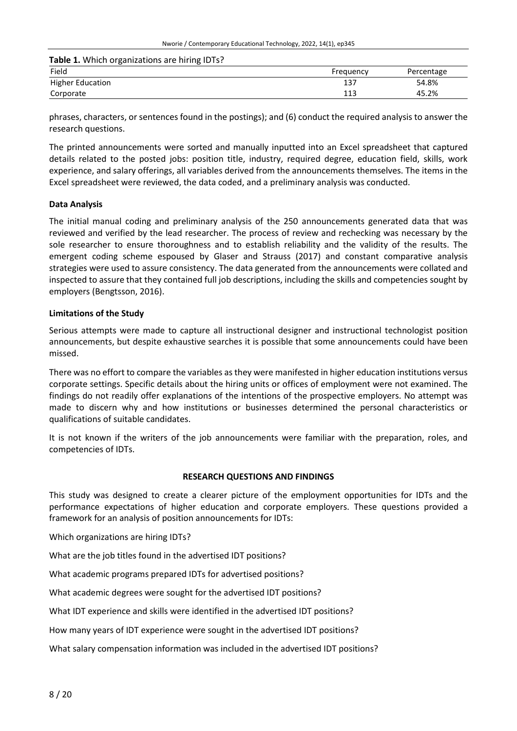**Table 1.** Which organizations are hiring IDTs?

| Field | Frequency | Percentage |
|---|---|---|
| Higher Education | 137 | 54.8% |
| Corporate | 113 | 45.2% |

phrases, characters, or sentences found in the postings); and (6) conduct the required analysis to answer the research questions.

The printed announcements were sorted and manually inputted into an Excel spreadsheet that captured details related to the posted jobs: position title, industry, required degree, education field, skills, work experience, and salary offerings, all variables derived from the announcements themselves. The items in the Excel spreadsheet were reviewed, the data coded, and a preliminary analysis was conducted.

### Data Analysis

The initial manual coding and preliminary analysis of the 250 announcements generated data that was reviewed and verified by the lead researcher. The process of review and rechecking was necessary by the sole researcher to ensure thoroughness and to establish reliability and the validity of the results. The emergent coding scheme espoused by Glaser and Strauss (2017) and constant comparative analysis strategies were used to assure consistency. The data generated from the announcements were collated and inspected to assure that they contained full job descriptions, including the skills and competencies sought by employers (Bengtsson, 2016).

### Limitations of the Study

Serious attempts were made to capture all instructional designer and instructional technologist position announcements, but despite exhaustive searches it is possible that some announcements could have been missed.

There was no effort to compare the variables as they were manifested in higher education institutions versus corporate settings. Specific details about the hiring units or offices of employment were not examined. The findings do not readily offer explanations of the intentions of the prospective employers. No attempt was made to discern why and how institutions or businesses determined the personal characteristics or qualifications of suitable candidates.

It is not known if the writers of the job announcements were familiar with the preparation, roles, and competencies of IDTs.

## RESEARCH QUESTIONS AND FINDINGS

This study was designed to create a clearer picture of the employment opportunities for IDTs and the performance expectations of higher education and corporate employers. These questions provided a framework for an analysis of position announcements for IDTs:

Which organizations are hiring IDTs?

What are the job titles found in the advertised IDT positions?

What academic programs prepared IDTs for advertised positions?

What academic degrees were sought for the advertised IDT positions?

What IDT experience and skills were identified in the advertised IDT positions?

How many years of IDT experience were sought in the advertised IDT positions?

What salary compensation information was included in the advertised IDT positions?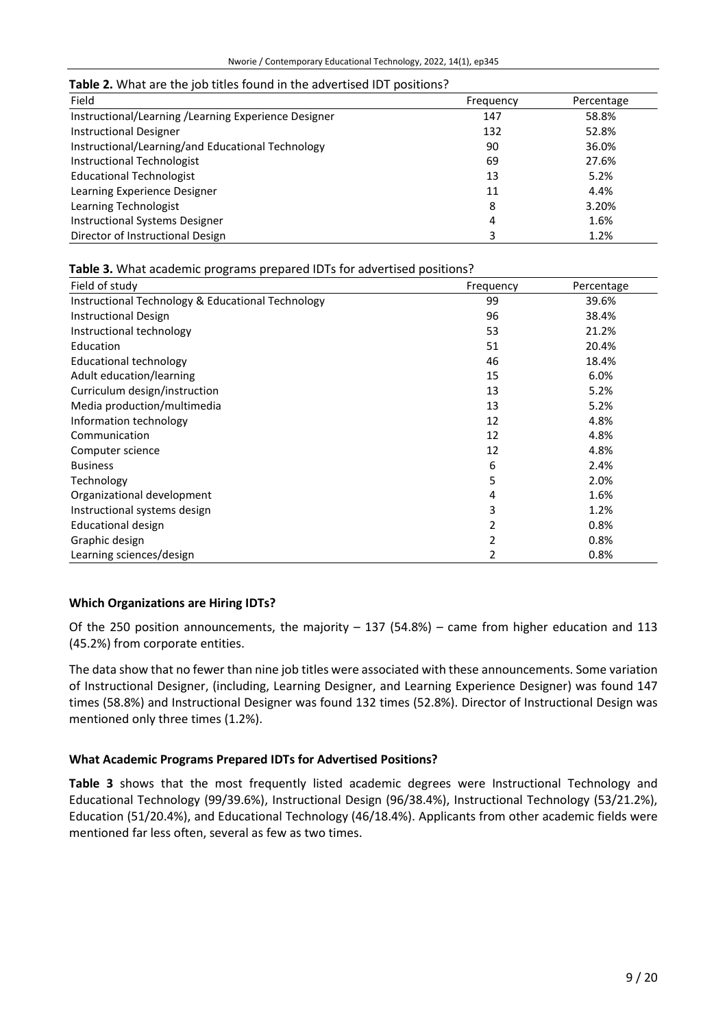**Table 2.** What are the job titles found in the advertised IDT positions?

| Field | Frequency | Percentage |
| --- | --- | --- |
| Instructional/Learning /Learning Experience Designer | 147 | 58.8% |
| Instructional Designer | 132 | 52.8% |
| Instructional/Learning/and Educational Technology | 90 | 36.0% |
| Instructional Technologist | 69 | 27.6% |
| Educational Technologist | 13 | 5.2% |
| Learning Experience Designer | 11 | 4.4% |
| Learning Technologist | 8 | 3.20% |
| Instructional Systems Designer | 4 | 1.6% |
| Director of Instructional Design | 3 | 1.2% |

**Table 3.** What academic programs prepared IDTs for advertised positions?

| Field of study | Frequency | Percentage |
| --- | --- | --- |
| Instructional Technology & Educational Technology | 99 | 39.6% |
| Instructional Design | 96 | 38.4% |
| Instructional technology | 53 | 21.2% |
| Education | 51 | 20.4% |
| Educational technology | 46 | 18.4% |
| Adult education/learning | 15 | 6.0% |
| Curriculum design/instruction | 13 | 5.2% |
| Media production/multimedia | 13 | 5.2% |
| Information technology | 12 | 4.8% |
| Communication | 12 | 4.8% |
| Computer science | 12 | 4.8% |
| Business | 6 | 2.4% |
| Technology | 5 | 2.0% |
| Organizational development | 4 | 1.6% |
| Instructional systems design | 3 | 1.2% |
| Educational design | 2 | 0.8% |
| Graphic design | 2 | 0.8% |
| Learning sciences/design | 2 | 0.8% |

### Which Organizations are Hiring IDTs?

Of the 250 position announcements, the majority – 137 (54.8%) – came from higher education and 113 (45.2%) from corporate entities.

The data show that no fewer than nine job titles were associated with these announcements. Some variation of Instructional Designer, (including, Learning Designer, and Learning Experience Designer) was found 147 times (58.8%) and Instructional Designer was found 132 times (52.8%). Director of Instructional Design was mentioned only three times (1.2%).

### What Academic Programs Prepared IDTs for Advertised Positions?

**Table 3** shows that the most frequently listed academic degrees were Instructional Technology and Educational Technology (99/39.6%), Instructional Design (96/38.4%), Instructional Technology (53/21.2%), Education (51/20.4%), and Educational Technology (46/18.4%). Applicants from other academic fields were mentioned far less often, several as few as two times.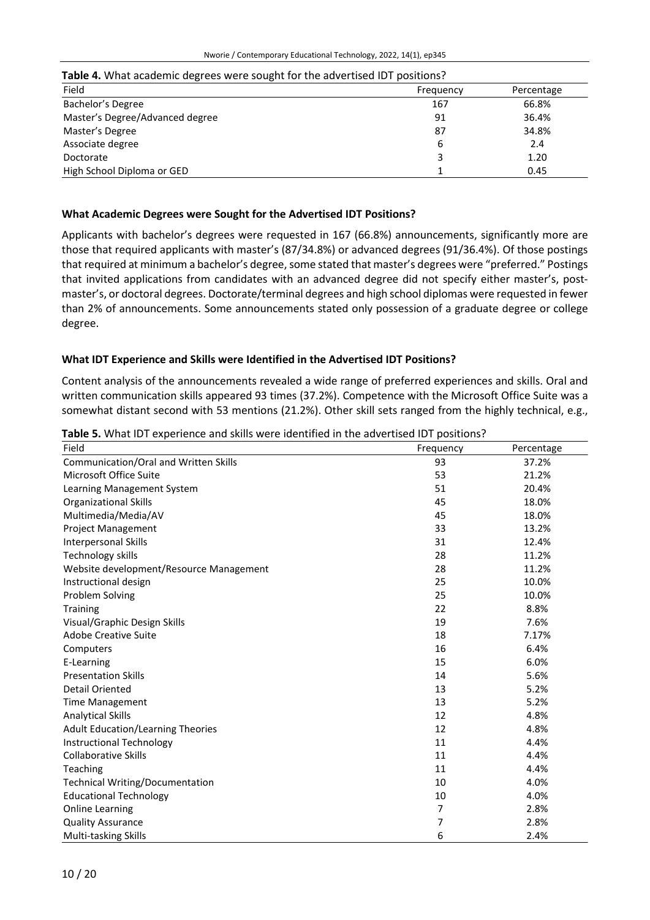**Table 4.** What academic degrees were sought for the advertised IDT positions?

| Field | Frequency | Percentage |
|---|---|---|
| Bachelor's Degree | 167 | 66.8% |
| Master's Degree/Advanced degree | 91 | 36.4% |
| Master's Degree | 87 | 34.8% |
| Associate degree | 6 | 2.4 |
| Doctorate | 3 | 1.20 |
| High School Diploma or GED | 1 | 0.45 |

### What Academic Degrees were Sought for the Advertised IDT Positions?

Applicants with bachelor's degrees were requested in 167 (66.8%) announcements, significantly more are those that required applicants with master's (87/34.8%) or advanced degrees (91/36.4%). Of those postings that required at minimum a bachelor's degree, some stated that master's degrees were "preferred." Postings that invited applications from candidates with an advanced degree did not specify either master's, post-master's, or doctoral degrees. Doctorate/terminal degrees and high school diplomas were requested in fewer than 2% of announcements. Some announcements stated only possession of a graduate degree or college degree.

### What IDT Experience and Skills were Identified in the Advertised IDT Positions?

Content analysis of the announcements revealed a wide range of preferred experiences and skills. Oral and written communication skills appeared 93 times (37.2%). Competence with the Microsoft Office Suite was a somewhat distant second with 53 mentions (21.2%). Other skill sets ranged from the highly technical, e.g.,

**Table 5.** What IDT experience and skills were identified in the advertised IDT positions?

| Field | Frequency | Percentage |
|---|---|---|
| Communication/Oral and Written Skills | 93 | 37.2% |
| Microsoft Office Suite | 53 | 21.2% |
| Learning Management System | 51 | 20.4% |
| Organizational Skills | 45 | 18.0% |
| Multimedia/Media/AV | 45 | 18.0% |
| Project Management | 33 | 13.2% |
| Interpersonal Skills | 31 | 12.4% |
| Technology skills | 28 | 11.2% |
| Website development/Resource Management | 28 | 11.2% |
| Instructional design | 25 | 10.0% |
| Problem Solving | 25 | 10.0% |
| Training | 22 | 8.8% |
| Visual/Graphic Design Skills | 19 | 7.6% |
| Adobe Creative Suite | 18 | 7.17% |
| Computers | 16 | 6.4% |
| E-Learning | 15 | 6.0% |
| Presentation Skills | 14 | 5.6% |
| Detail Oriented | 13 | 5.2% |
| Time Management | 13 | 5.2% |
| Analytical Skills | 12 | 4.8% |
| Adult Education/Learning Theories | 12 | 4.8% |
| Instructional Technology | 11 | 4.4% |
| Collaborative Skills | 11 | 4.4% |
| Teaching | 11 | 4.4% |
| Technical Writing/Documentation | 10 | 4.0% |
| Educational Technology | 10 | 4.0% |
| Online Learning | 7 | 2.8% |
| Quality Assurance | 7 | 2.8% |
| Multi-tasking Skills | 6 | 2.4% |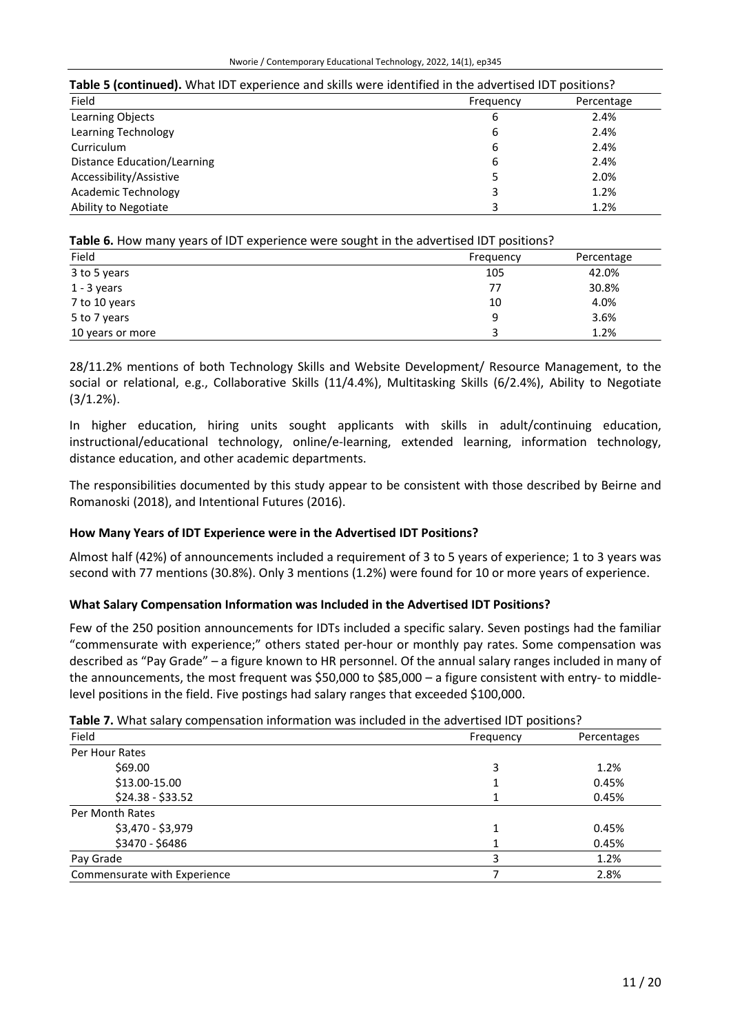**Table 5 (continued).** What IDT experience and skills were identified in the advertised IDT positions?

| Field | Frequency | Percentage |
|---|---|---|
| Learning Objects | 6 | 2.4% |
| Learning Technology | 6 | 2.4% |
| Curriculum | 6 | 2.4% |
| Distance Education/Learning | 6 | 2.4% |
| Accessibility/Assistive | 5 | 2.0% |
| Academic Technology | 3 | 1.2% |
| Ability to Negotiate | 3 | 1.2% |

**Table 6.** How many years of IDT experience were sought in the advertised IDT positions?

| Field | Frequency | Percentage |
|---|---|---|
| 3 to 5 years | 105 | 42.0% |
| 1 - 3 years | 77 | 30.8% |
| 7 to 10 years | 10 | 4.0% |
| 5 to 7 years | 9 | 3.6% |
| 10 years or more | 3 | 1.2% |

28/11.2% mentions of both Technology Skills and Website Development/ Resource Management, to the social or relational, e.g., Collaborative Skills (11/4.4%), Multitasking Skills (6/2.4%), Ability to Negotiate (3/1.2%).

In higher education, hiring units sought applicants with skills in adult/continuing education, instructional/educational technology, online/e-learning, extended learning, information technology, distance education, and other academic departments.

The responsibilities documented by this study appear to be consistent with those described by Beirne and Romanoski (2018), and Intentional Futures (2016).

### How Many Years of IDT Experience were in the Advertised IDT Positions?

Almost half (42%) of announcements included a requirement of 3 to 5 years of experience; 1 to 3 years was second with 77 mentions (30.8%). Only 3 mentions (1.2%) were found for 10 or more years of experience.

### What Salary Compensation Information was Included in the Advertised IDT Positions?

Few of the 250 position announcements for IDTs included a specific salary. Seven postings had the familiar "commensurate with experience;" others stated per-hour or monthly pay rates. Some compensation was described as "Pay Grade" – a figure known to HR personnel. Of the annual salary ranges included in many of the announcements, the most frequent was $50,000 to $85,000 – a figure consistent with entry- to middle-level positions in the field. Five postings had salary ranges that exceeded $100,000.

**Table 7.** What salary compensation information was included in the advertised IDT positions?

| Field | Frequency | Percentages |
|---|---|---|
| Per Hour Rates | | |
| $69.00 | 3 | 1.2% |
| $13.00-15.00 | 1 | 0.45% |
| $24.38 - $33.52 | 1 | 0.45% |
| Per Month Rates | | |
| $3,470 - $3,979 | 1 | 0.45% |
| $3470 - $6486 | 1 | 0.45% |
| Pay Grade | 3 | 1.2% |
| Commensurate with Experience | 7 | 2.8% |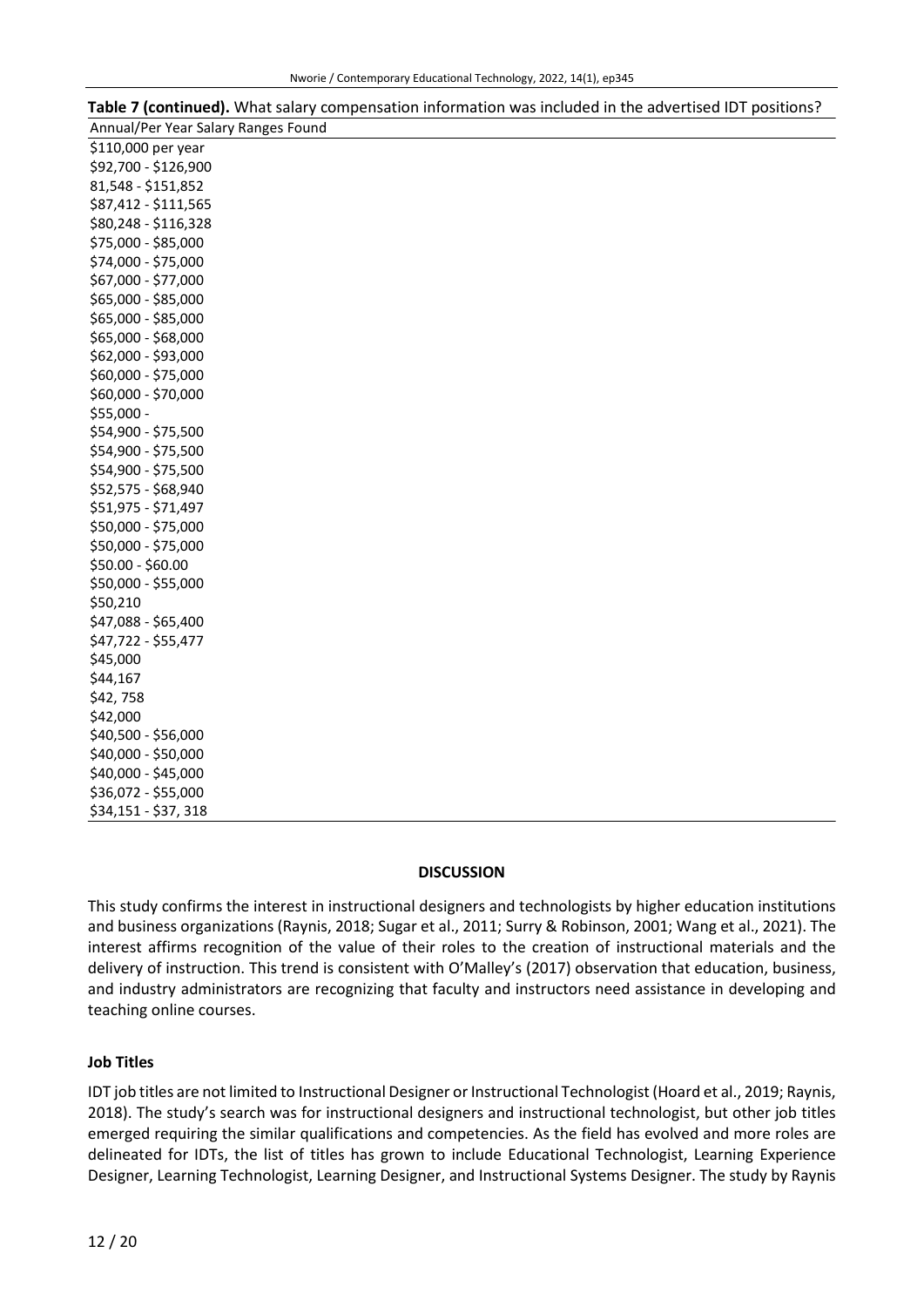**Table 7 (continued).** What salary compensation information was included in the advertised IDT positions?

| Annual/Per Year Salary Ranges Found |
|---|
| $110,000 per year |
| $92,700 - $126,900 |
| 81,548 - $151,852 |
| $87,412 - $111,565 |
| $80,248 - $116,328 |
| $75,000 - $85,000 |
| $74,000 - $75,000 |
| $67,000 - $77,000 |
| $65,000 - $85,000 |
| $65,000 - $85,000 |
| $65,000 - $68,000 |
| $62,000 - $93,000 |
| $60,000 - $75,000 |
| $60,000 - $70,000 |
| $55,000 - |
| $54,900 - $75,500 |
| $54,900 - $75,500 |
| $54,900 - $75,500 |
| $52,575 - $68,940 |
| $51,975 - $71,497 |
| $50,000 - $75,000 |
| $50,000 - $75,000 |
| $50.00 - $60.00 |
| $50,000 - $55,000 |
| $50,210 |
| $47,088 - $65,400 |
| $47,722 - $55,477 |
| $45,000 |
| $44,167 |
| $42, 758 |
| $42,000 |
| $40,500 - $56,000 |
| $40,000 - $50,000 |
| $40,000 - $45,000 |
| $36,072 - $55,000 |
| $34,151 - $37, 318 |

## DISCUSSION

This study confirms the interest in instructional designers and technologists by higher education institutions and business organizations (Raynis, 2018; Sugar et al., 2011; Surry & Robinson, 2001; Wang et al., 2021). The interest affirms recognition of the value of their roles to the creation of instructional materials and the delivery of instruction. This trend is consistent with O'Malley's (2017) observation that education, business, and industry administrators are recognizing that faculty and instructors need assistance in developing and teaching online courses.

### Job Titles

IDT job titles are not limited to Instructional Designer or Instructional Technologist (Hoard et al., 2019; Raynis, 2018). The study's search was for instructional designers and instructional technologist, but other job titles emerged requiring the similar qualifications and competencies. As the field has evolved and more roles are delineated for IDTs, the list of titles has grown to include Educational Technologist, Learning Experience Designer, Learning Technologist, Learning Designer, and Instructional Systems Designer. The study by Raynis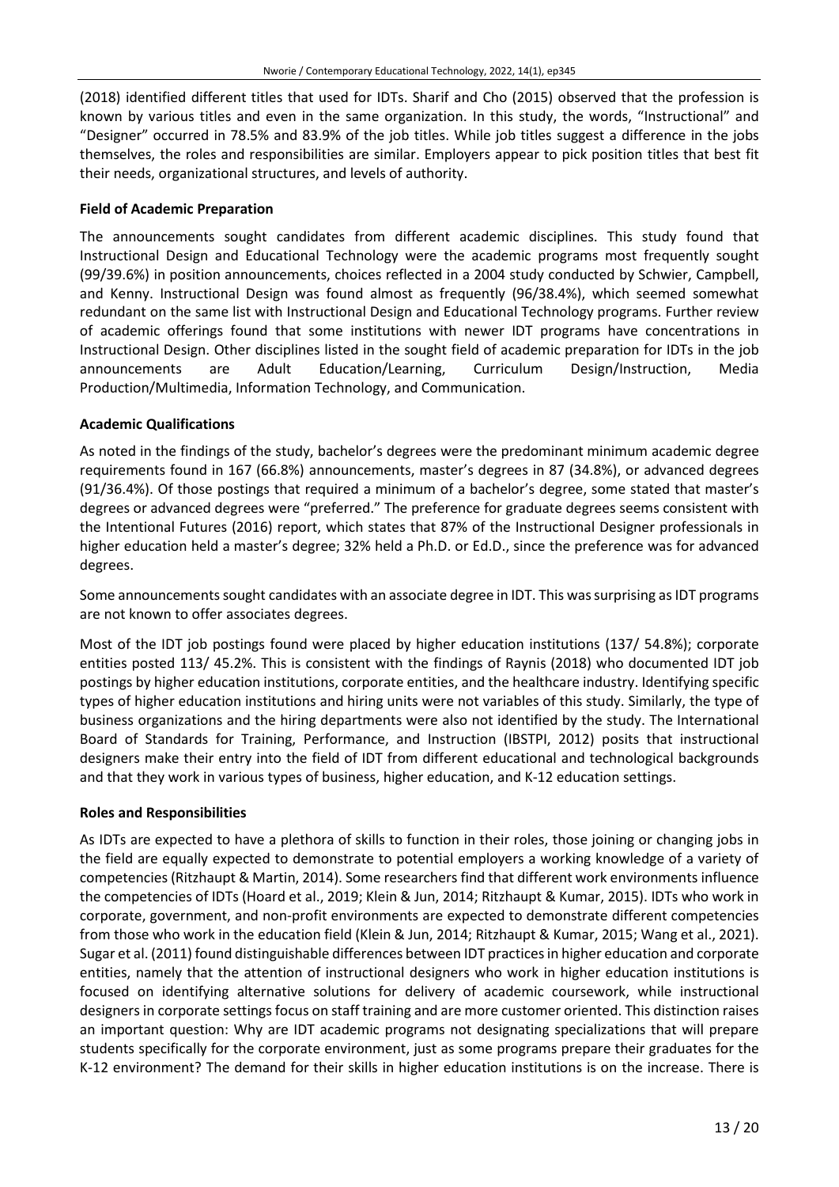(2018) identified different titles that used for IDTs. Sharif and Cho (2015) observed that the profession is known by various titles and even in the same organization. In this study, the words, "Instructional" and "Designer" occurred in 78.5% and 83.9% of the job titles. While job titles suggest a difference in the jobs themselves, the roles and responsibilities are similar. Employers appear to pick position titles that best fit their needs, organizational structures, and levels of authority.

### Field of Academic Preparation

The announcements sought candidates from different academic disciplines. This study found that Instructional Design and Educational Technology were the academic programs most frequently sought (99/39.6%) in position announcements, choices reflected in a 2004 study conducted by Schwier, Campbell, and Kenny. Instructional Design was found almost as frequently (96/38.4%), which seemed somewhat redundant on the same list with Instructional Design and Educational Technology programs. Further review of academic offerings found that some institutions with newer IDT programs have concentrations in Instructional Design. Other disciplines listed in the sought field of academic preparation for IDTs in the job announcements are Adult Education/Learning, Curriculum Design/Instruction, Media Production/Multimedia, Information Technology, and Communication.

### Academic Qualifications

As noted in the findings of the study, bachelor's degrees were the predominant minimum academic degree requirements found in 167 (66.8%) announcements, master's degrees in 87 (34.8%), or advanced degrees (91/36.4%). Of those postings that required a minimum of a bachelor's degree, some stated that master's degrees or advanced degrees were "preferred." The preference for graduate degrees seems consistent with the Intentional Futures (2016) report, which states that 87% of the Instructional Designer professionals in higher education held a master's degree; 32% held a Ph.D. or Ed.D., since the preference was for advanced degrees.

Some announcements sought candidates with an associate degree in IDT. This was surprising as IDT programs are not known to offer associates degrees.

Most of the IDT job postings found were placed by higher education institutions (137/ 54.8%); corporate entities posted 113/ 45.2%. This is consistent with the findings of Raynis (2018) who documented IDT job postings by higher education institutions, corporate entities, and the healthcare industry. Identifying specific types of higher education institutions and hiring units were not variables of this study. Similarly, the type of business organizations and the hiring departments were also not identified by the study. The International Board of Standards for Training, Performance, and Instruction (IBSTPI, 2012) posits that instructional designers make their entry into the field of IDT from different educational and technological backgrounds and that they work in various types of business, higher education, and K-12 education settings.

### Roles and Responsibilities

As IDTs are expected to have a plethora of skills to function in their roles, those joining or changing jobs in the field are equally expected to demonstrate to potential employers a working knowledge of a variety of competencies (Ritzhaupt & Martin, 2014). Some researchers find that different work environments influence the competencies of IDTs (Hoard et al., 2019; Klein & Jun, 2014; Ritzhaupt & Kumar, 2015). IDTs who work in corporate, government, and non-profit environments are expected to demonstrate different competencies from those who work in the education field (Klein & Jun, 2014; Ritzhaupt & Kumar, 2015; Wang et al., 2021). Sugar et al. (2011) found distinguishable differences between IDT practices in higher education and corporate entities, namely that the attention of instructional designers who work in higher education institutions is focused on identifying alternative solutions for delivery of academic coursework, while instructional designers in corporate settings focus on staff training and are more customer oriented. This distinction raises an important question: Why are IDT academic programs not designating specializations that will prepare students specifically for the corporate environment, just as some programs prepare their graduates for the K-12 environment? The demand for their skills in higher education institutions is on the increase. There is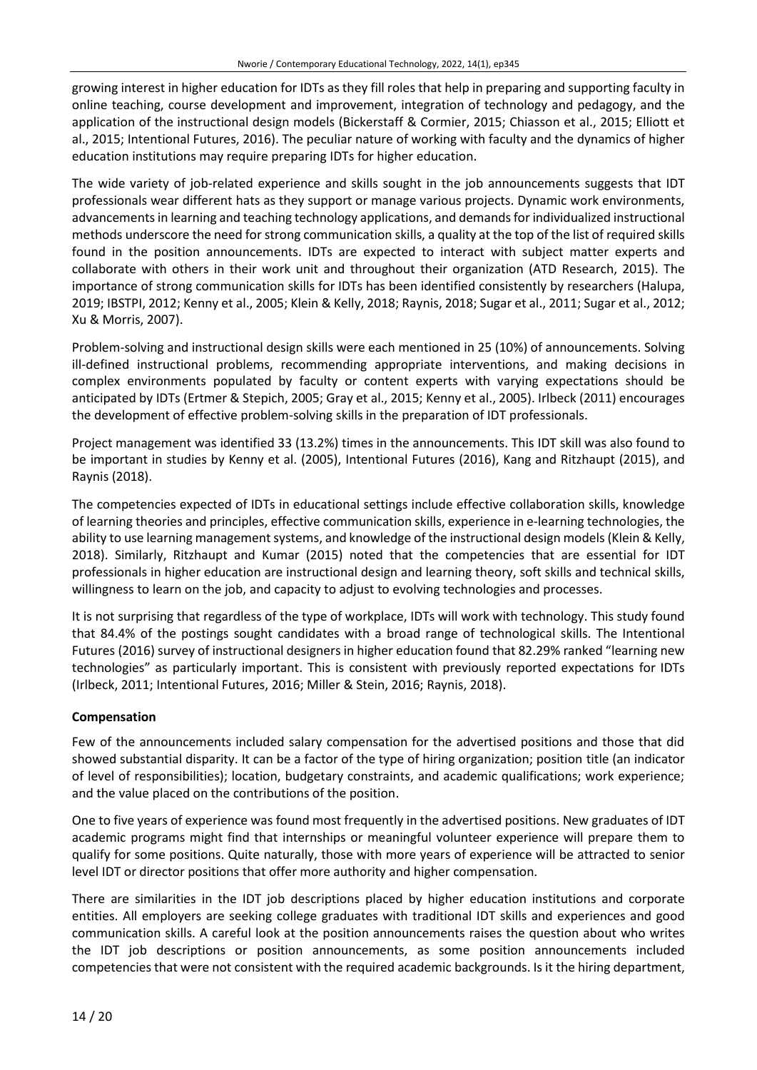growing interest in higher education for IDTs as they fill roles that help in preparing and supporting faculty in online teaching, course development and improvement, integration of technology and pedagogy, and the application of the instructional design models (Bickerstaff & Cormier, 2015; Chiasson et al., 2015; Elliott et al., 2015; Intentional Futures, 2016). The peculiar nature of working with faculty and the dynamics of higher education institutions may require preparing IDTs for higher education.

The wide variety of job-related experience and skills sought in the job announcements suggests that IDT professionals wear different hats as they support or manage various projects. Dynamic work environments, advancements in learning and teaching technology applications, and demands for individualized instructional methods underscore the need for strong communication skills, a quality at the top of the list of required skills found in the position announcements. IDTs are expected to interact with subject matter experts and collaborate with others in their work unit and throughout their organization (ATD Research, 2015). The importance of strong communication skills for IDTs has been identified consistently by researchers (Halupa, 2019; IBSTPI, 2012; Kenny et al., 2005; Klein & Kelly, 2018; Raynis, 2018; Sugar et al., 2011; Sugar et al., 2012; Xu & Morris, 2007).

Problem-solving and instructional design skills were each mentioned in 25 (10%) of announcements. Solving ill-defined instructional problems, recommending appropriate interventions, and making decisions in complex environments populated by faculty or content experts with varying expectations should be anticipated by IDTs (Ertmer & Stepich, 2005; Gray et al., 2015; Kenny et al., 2005). Irlbeck (2011) encourages the development of effective problem-solving skills in the preparation of IDT professionals.

Project management was identified 33 (13.2%) times in the announcements. This IDT skill was also found to be important in studies by Kenny et al. (2005), Intentional Futures (2016), Kang and Ritzhaupt (2015), and Raynis (2018).

The competencies expected of IDTs in educational settings include effective collaboration skills, knowledge of learning theories and principles, effective communication skills, experience in e-learning technologies, the ability to use learning management systems, and knowledge of the instructional design models (Klein & Kelly, 2018). Similarly, Ritzhaupt and Kumar (2015) noted that the competencies that are essential for IDT professionals in higher education are instructional design and learning theory, soft skills and technical skills, willingness to learn on the job, and capacity to adjust to evolving technologies and processes.

It is not surprising that regardless of the type of workplace, IDTs will work with technology. This study found that 84.4% of the postings sought candidates with a broad range of technological skills. The Intentional Futures (2016) survey of instructional designers in higher education found that 82.29% ranked "learning new technologies" as particularly important. This is consistent with previously reported expectations for IDTs (Irlbeck, 2011; Intentional Futures, 2016; Miller & Stein, 2016; Raynis, 2018).

**Compensation**

Few of the announcements included salary compensation for the advertised positions and those that did showed substantial disparity. It can be a factor of the type of hiring organization; position title (an indicator of level of responsibilities); location, budgetary constraints, and academic qualifications; work experience; and the value placed on the contributions of the position.

One to five years of experience was found most frequently in the advertised positions. New graduates of IDT academic programs might find that internships or meaningful volunteer experience will prepare them to qualify for some positions. Quite naturally, those with more years of experience will be attracted to senior level IDT or director positions that offer more authority and higher compensation.

There are similarities in the IDT job descriptions placed by higher education institutions and corporate entities. All employers are seeking college graduates with traditional IDT skills and experiences and good communication skills. A careful look at the position announcements raises the question about who writes the IDT job descriptions or position announcements, as some position announcements included competencies that were not consistent with the required academic backgrounds. Is it the hiring department,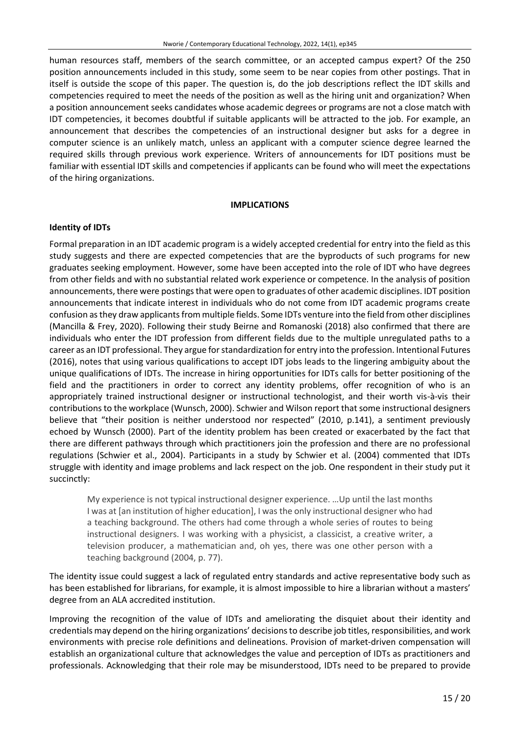human resources staff, members of the search committee, or an accepted campus expert? Of the 250 position announcements included in this study, some seem to be near copies from other postings. That in itself is outside the scope of this paper. The question is, do the job descriptions reflect the IDT skills and competencies required to meet the needs of the position as well as the hiring unit and organization? When a position announcement seeks candidates whose academic degrees or programs are not a close match with IDT competencies, it becomes doubtful if suitable applicants will be attracted to the job. For example, an announcement that describes the competencies of an instructional designer but asks for a degree in computer science is an unlikely match, unless an applicant with a computer science degree learned the required skills through previous work experience. Writers of announcements for IDT positions must be familiar with essential IDT skills and competencies if applicants can be found who will meet the expectations of the hiring organizations.

## IMPLICATIONS

### Identity of IDTs

Formal preparation in an IDT academic program is a widely accepted credential for entry into the field as this study suggests and there are expected competencies that are the byproducts of such programs for new graduates seeking employment. However, some have been accepted into the role of IDT who have degrees from other fields and with no substantial related work experience or competence. In the analysis of position announcements, there were postings that were open to graduates of other academic disciplines. IDT position announcements that indicate interest in individuals who do not come from IDT academic programs create confusion as they draw applicants from multiple fields. Some IDTs venture into the field from other disciplines (Mancilla & Frey, 2020). Following their study Beirne and Romanoski (2018) also confirmed that there are individuals who enter the IDT profession from different fields due to the multiple unregulated paths to a career as an IDT professional. They argue for standardization for entry into the profession. Intentional Futures (2016), notes that using various qualifications to accept IDT jobs leads to the lingering ambiguity about the unique qualifications of IDTs. The increase in hiring opportunities for IDTs calls for better positioning of the field and the practitioners in order to correct any identity problems, offer recognition of who is an appropriately trained instructional designer or instructional technologist, and their worth vis-à-vis their contributions to the workplace (Wunsch, 2000). Schwier and Wilson report that some instructional designers believe that "their position is neither understood nor respected" (2010, p.141), a sentiment previously echoed by Wunsch (2000). Part of the identity problem has been created or exacerbated by the fact that there are different pathways through which practitioners join the profession and there are no professional regulations (Schwier et al., 2004). Participants in a study by Schwier et al. (2004) commented that IDTs struggle with identity and image problems and lack respect on the job. One respondent in their study put it succinctly:

> My experience is not typical instructional designer experience. …Up until the last months I was at [an institution of higher education], I was the only instructional designer who had a teaching background. The others had come through a whole series of routes to being instructional designers. I was working with a physicist, a classicist, a creative writer, a television producer, a mathematician and, oh yes, there was one other person with a teaching background (2004, p. 77).

The identity issue could suggest a lack of regulated entry standards and active representative body such as has been established for librarians, for example, it is almost impossible to hire a librarian without a masters' degree from an ALA accredited institution.

Improving the recognition of the value of IDTs and ameliorating the disquiet about their identity and credentials may depend on the hiring organizations' decisions to describe job titles, responsibilities, and work environments with precise role definitions and delineations. Provision of market-driven compensation will establish an organizational culture that acknowledges the value and perception of IDTs as practitioners and professionals. Acknowledging that their role may be misunderstood, IDTs need to be prepared to provide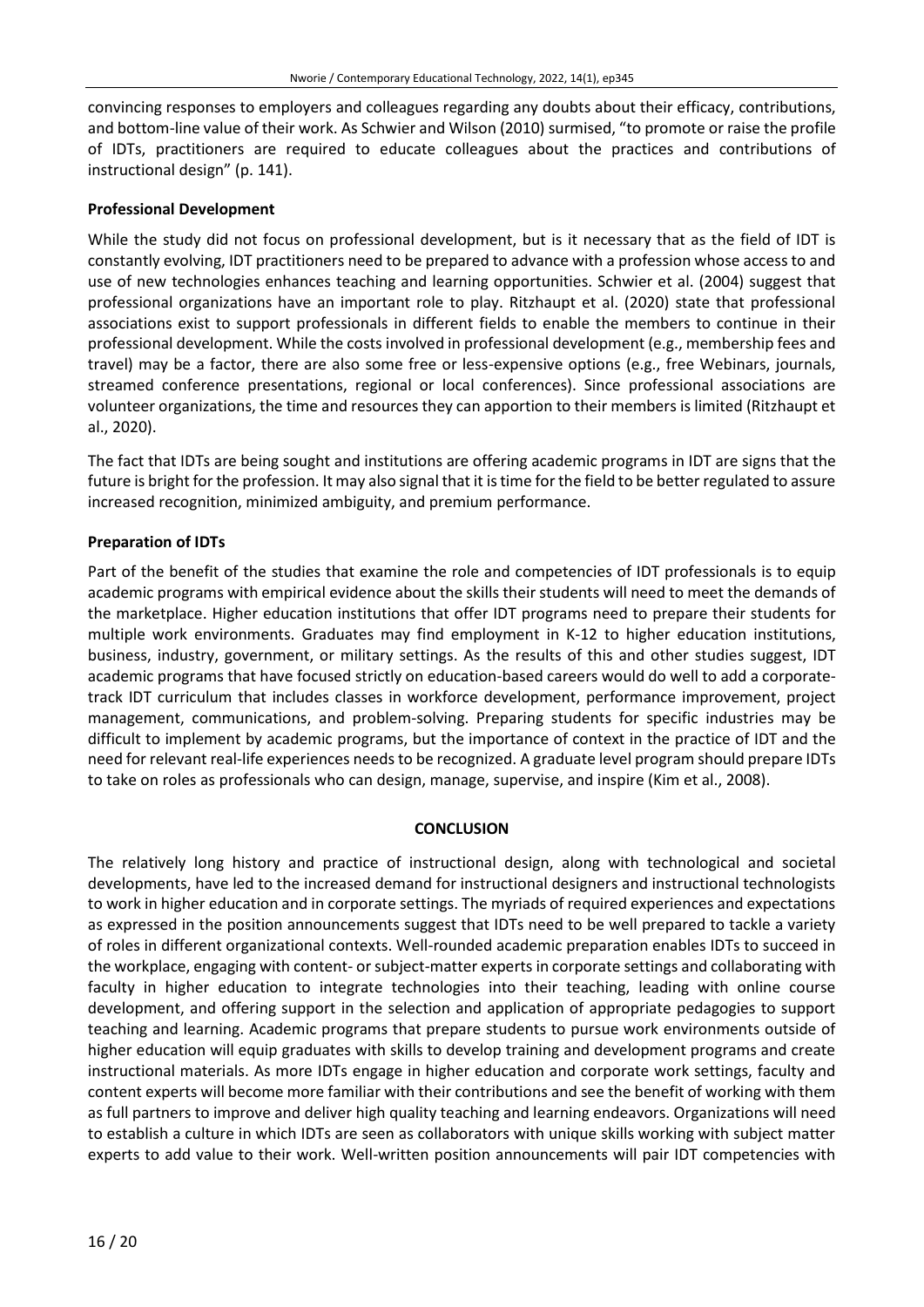convincing responses to employers and colleagues regarding any doubts about their efficacy, contributions, and bottom-line value of their work. As Schwier and Wilson (2010) surmised, "to promote or raise the profile of IDTs, practitioners are required to educate colleagues about the practices and contributions of instructional design" (p. 141).

### Professional Development

While the study did not focus on professional development, but is it necessary that as the field of IDT is constantly evolving, IDT practitioners need to be prepared to advance with a profession whose access to and use of new technologies enhances teaching and learning opportunities. Schwier et al. (2004) suggest that professional organizations have an important role to play. Ritzhaupt et al. (2020) state that professional associations exist to support professionals in different fields to enable the members to continue in their professional development. While the costs involved in professional development (e.g., membership fees and travel) may be a factor, there are also some free or less-expensive options (e.g., free Webinars, journals, streamed conference presentations, regional or local conferences). Since professional associations are volunteer organizations, the time and resources they can apportion to their members is limited (Ritzhaupt et al., 2020).

The fact that IDTs are being sought and institutions are offering academic programs in IDT are signs that the future is bright for the profession. It may also signal that it is time for the field to be better regulated to assure increased recognition, minimized ambiguity, and premium performance.

### Preparation of IDTs

Part of the benefit of the studies that examine the role and competencies of IDT professionals is to equip academic programs with empirical evidence about the skills their students will need to meet the demands of the marketplace. Higher education institutions that offer IDT programs need to prepare their students for multiple work environments. Graduates may find employment in K-12 to higher education institutions, business, industry, government, or military settings. As the results of this and other studies suggest, IDT academic programs that have focused strictly on education-based careers would do well to add a corporate-track IDT curriculum that includes classes in workforce development, performance improvement, project management, communications, and problem-solving. Preparing students for specific industries may be difficult to implement by academic programs, but the importance of context in the practice of IDT and the need for relevant real-life experiences needs to be recognized. A graduate level program should prepare IDTs to take on roles as professionals who can design, manage, supervise, and inspire (Kim et al., 2008).

## CONCLUSION

The relatively long history and practice of instructional design, along with technological and societal developments, have led to the increased demand for instructional designers and instructional technologists to work in higher education and in corporate settings. The myriads of required experiences and expectations as expressed in the position announcements suggest that IDTs need to be well prepared to tackle a variety of roles in different organizational contexts. Well-rounded academic preparation enables IDTs to succeed in the workplace, engaging with content- or subject-matter experts in corporate settings and collaborating with faculty in higher education to integrate technologies into their teaching, leading with online course development, and offering support in the selection and application of appropriate pedagogies to support teaching and learning. Academic programs that prepare students to pursue work environments outside of higher education will equip graduates with skills to develop training and development programs and create instructional materials. As more IDTs engage in higher education and corporate work settings, faculty and content experts will become more familiar with their contributions and see the benefit of working with them as full partners to improve and deliver high quality teaching and learning endeavors. Organizations will need to establish a culture in which IDTs are seen as collaborators with unique skills working with subject matter experts to add value to their work. Well-written position announcements will pair IDT competencies with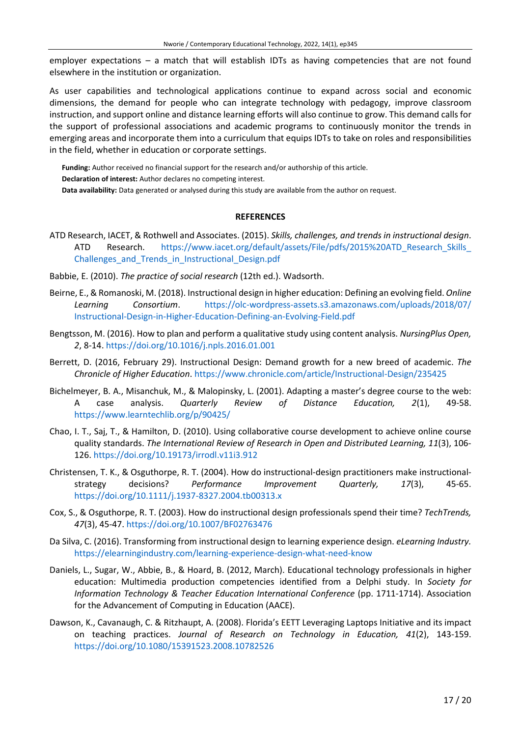employer expectations – a match that will establish IDTs as having competencies that are not found elsewhere in the institution or organization.

As user capabilities and technological applications continue to expand across social and economic dimensions, the demand for people who can integrate technology with pedagogy, improve classroom instruction, and support online and distance learning efforts will also continue to grow. This demand calls for the support of professional associations and academic programs to continuously monitor the trends in emerging areas and incorporate them into a curriculum that equips IDTs to take on roles and responsibilities in the field, whether in education or corporate settings.

**Funding:** Author received no financial support for the research and/or authorship of this article.

**Declaration of interest:** Author declares no competing interest.

**Data availability:** Data generated or analysed during this study are available from the author on request.

## REFERENCES

ATD Research, IACET, & Rothwell and Associates. (2015). *Skills, challenges, and trends in instructional design*. ATD Research. https://www.iacet.org/default/assets/File/pdfs/2015%20ATD_Research_Skills_Challenges_and_Trends_in_Instructional_Design.pdf

Babbie, E. (2010). *The practice of social research* (12th ed.). Wadsorth.

Beirne, E., & Romanoski, M. (2018). Instructional design in higher education: Defining an evolving field. *Online Learning Consortium*. https://olc-wordpress-assets.s3.amazonaws.com/uploads/2018/07/Instructional-Design-in-Higher-Education-Defining-an-Evolving-Field.pdf

Bengtsson, M. (2016). How to plan and perform a qualitative study using content analysis. *NursingPlus Open, 2*, 8-14. https://doi.org/10.1016/j.npls.2016.01.001

Berrett, D. (2016, February 29). Instructional Design: Demand growth for a new breed of academic. *The Chronicle of Higher Education*. https://www.chronicle.com/article/Instructional-Design/235425

Bichelmeyer, B. A., Misanchuk, M., & Malopinsky, L. (2001). Adapting a master's degree course to the web: A case analysis. *Quarterly Review of Distance Education, 2*(1), 49-58. https://www.learntechlib.org/p/90425/

Chao, I. T., Saj, T., & Hamilton, D. (2010). Using collaborative course development to achieve online course quality standards. *The International Review of Research in Open and Distributed Learning, 11*(3), 106-126. https://doi.org/10.19173/irrodl.v11i3.912

Christensen, T. K., & Osguthorpe, R. T. (2004). How do instructional-design practitioners make instructional-strategy decisions? *Performance Improvement Quarterly, 17*(3), 45-65. https://doi.org/10.1111/j.1937-8327.2004.tb00313.x

Cox, S., & Osguthorpe, R. T. (2003). How do instructional design professionals spend their time? *TechTrends, 47*(3), 45-47. https://doi.org/10.1007/BF02763476

Da Silva, C. (2016). Transforming from instructional design to learning experience design. *eLearning Industry.* https://elearningindustry.com/learning-experience-design-what-need-know

Daniels, L., Sugar, W., Abbie, B., & Hoard, B. (2012, March). Educational technology professionals in higher education: Multimedia production competencies identified from a Delphi study. In *Society for Information Technology & Teacher Education International Conference* (pp. 1711-1714). Association for the Advancement of Computing in Education (AACE).

Dawson, K., Cavanaugh, C. & Ritzhaupt, A. (2008). Florida's EETT Leveraging Laptops Initiative and its impact on teaching practices. *Journal of Research on Technology in Education, 41*(2), 143-159. https://doi.org/10.1080/15391523.2008.10782526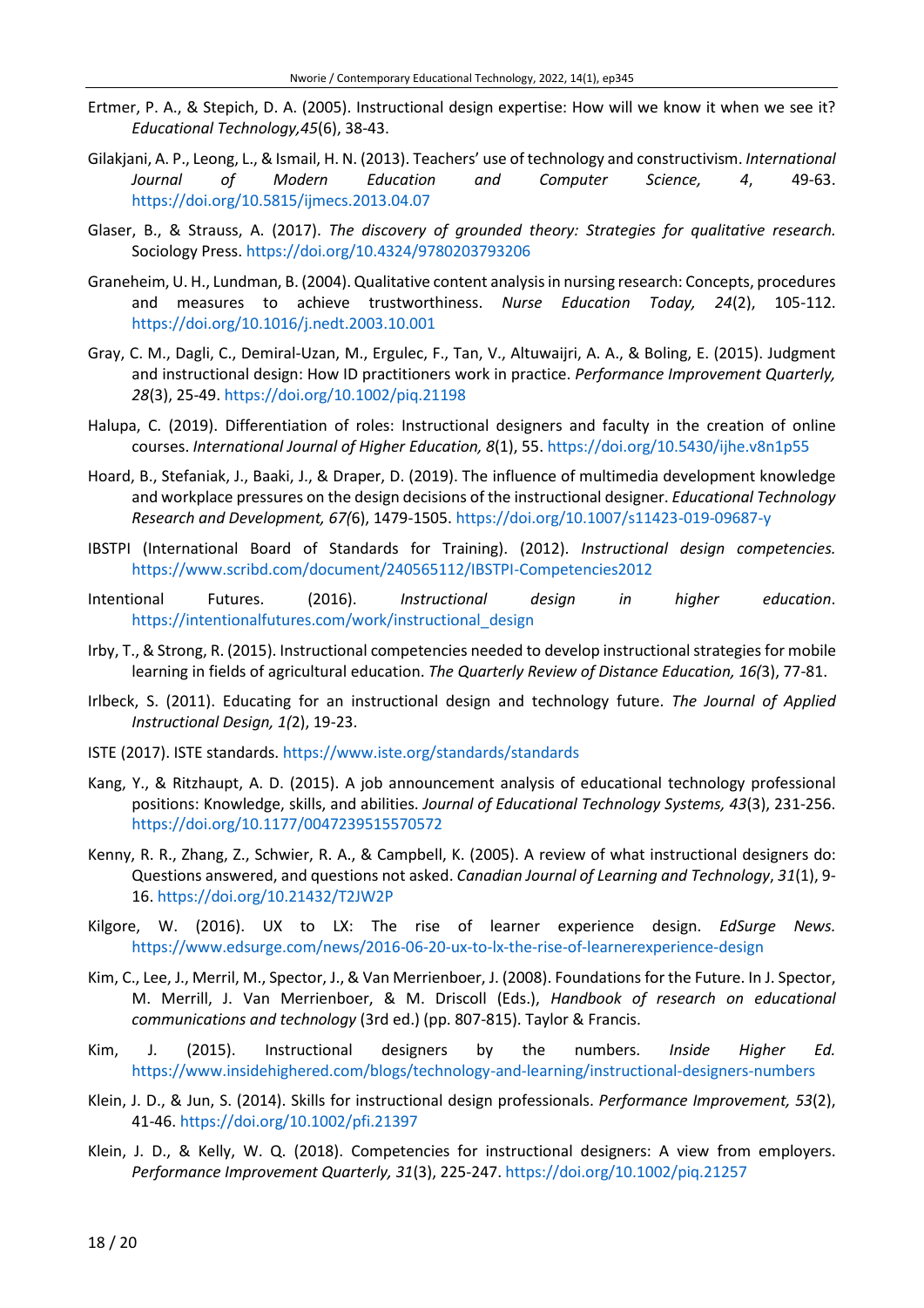Ertmer, P. A., & Stepich, D. A. (2005). Instructional design expertise: How will we know it when we see it? *Educational Technology,45*(6), 38-43.

Gilakjani, A. P., Leong, L., & Ismail, H. N. (2013). Teachers' use of technology and constructivism. *International Journal of Modern Education and Computer Science, 4*, 49-63. https://doi.org/10.5815/ijmecs.2013.04.07

Glaser, B., & Strauss, A. (2017). *The discovery of grounded theory: Strategies for qualitative research.* Sociology Press. https://doi.org/10.4324/9780203793206

Graneheim, U. H., Lundman, B. (2004). Qualitative content analysis in nursing research: Concepts, procedures and measures to achieve trustworthiness. *Nurse Education Today, 24*(2), 105-112. https://doi.org/10.1016/j.nedt.2003.10.001

Gray, C. M., Dagli, C., Demiral-Uzan, M., Ergulec, F., Tan, V., Altuwaijri, A. A., & Boling, E. (2015). Judgment and instructional design: How ID practitioners work in practice. *Performance Improvement Quarterly, 28*(3), 25-49. https://doi.org/10.1002/piq.21198

Halupa, C. (2019). Differentiation of roles: Instructional designers and faculty in the creation of online courses. *International Journal of Higher Education, 8*(1), 55. https://doi.org/10.5430/ijhe.v8n1p55

Hoard, B., Stefaniak, J., Baaki, J., & Draper, D. (2019). The influence of multimedia development knowledge and workplace pressures on the design decisions of the instructional designer. *Educational Technology Research and Development, 67(*6), 1479-1505. https://doi.org/10.1007/s11423-019-09687-y

IBSTPI (International Board of Standards for Training). (2012). *Instructional design competencies.* https://www.scribd.com/document/240565112/IBSTPI-Competencies2012

Intentional Futures. (2016). *Instructional design in higher education*. https://intentionalfutures.com/work/instructional_design

Irby, T., & Strong, R. (2015). Instructional competencies needed to develop instructional strategies for mobile learning in fields of agricultural education. *The Quarterly Review of Distance Education, 16(*3), 77-81.

Irlbeck, S. (2011). Educating for an instructional design and technology future. *The Journal of Applied Instructional Design, 1(*2), 19-23.

ISTE (2017). ISTE standards. https://www.iste.org/standards/standards

Kang, Y., & Ritzhaupt, A. D. (2015). A job announcement analysis of educational technology professional positions: Knowledge, skills, and abilities. *Journal of Educational Technology Systems, 43*(3), 231-256. https://doi.org/10.1177/0047239515570572

Kenny, R. R., Zhang, Z., Schwier, R. A., & Campbell, K. (2005). A review of what instructional designers do: Questions answered, and questions not asked. *Canadian Journal of Learning and Technology*, *31*(1), 9-16. https://doi.org/10.21432/T2JW2P

Kilgore, W. (2016). UX to LX: The rise of learner experience design. *EdSurge News.* https://www.edsurge.com/news/2016-06-20-ux-to-lx-the-rise-of-learnerexperience-design

Kim, C., Lee, J., Merril, M., Spector, J., & Van Merrienboer, J. (2008). Foundations for the Future. In J. Spector, M. Merrill, J. Van Merrienboer, & M. Driscoll (Eds.), *Handbook of research on educational communications and technology* (3rd ed.) (pp. 807-815). Taylor & Francis.

Kim, J. (2015). Instructional designers by the numbers. *Inside Higher Ed.* https://www.insidehighered.com/blogs/technology-and-learning/instructional-designers-numbers

Klein, J. D., & Jun, S. (2014). Skills for instructional design professionals. *Performance Improvement, 53*(2), 41-46. https://doi.org/10.1002/pfi.21397

Klein, J. D., & Kelly, W. Q. (2018). Competencies for instructional designers: A view from employers. *Performance Improvement Quarterly, 31*(3), 225-247. https://doi.org/10.1002/piq.21257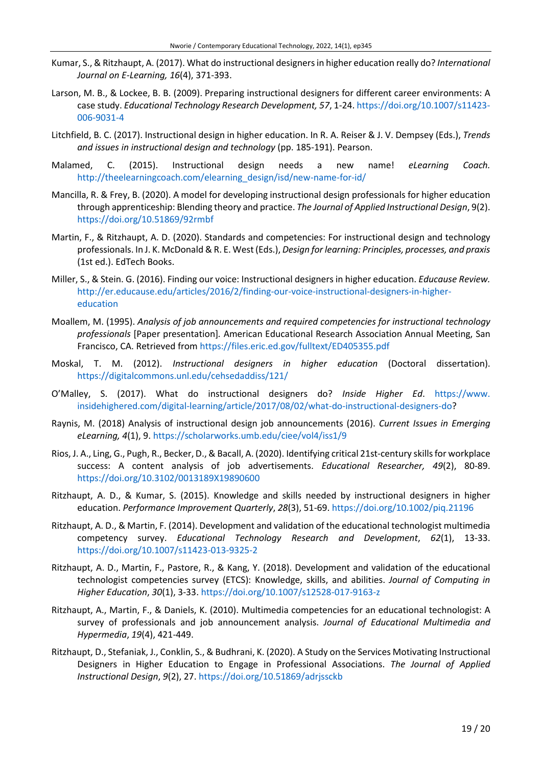Kumar, S., & Ritzhaupt, A. (2017). What do instructional designers in higher education really do? *International Journal on E-Learning, 16*(4), 371-393.

Larson, M. B., & Lockee, B. B. (2009). Preparing instructional designers for different career environments: A case study. *Educational Technology Research Development, 57*, 1-24. https://doi.org/10.1007/s11423-006-9031-4

Litchfield, B. C. (2017). Instructional design in higher education. In R. A. Reiser & J. V. Dempsey (Eds.), *Trends and issues in instructional design and technology* (pp. 185-191). Pearson.

Malamed, C. (2015). Instructional design needs a new name! *eLearning Coach.* http://theelearningcoach.com/elearning_design/isd/new-name-for-id/

Mancilla, R. & Frey, B. (2020). A model for developing instructional design professionals for higher education through apprenticeship: Blending theory and practice. *The Journal of Applied Instructional Design*, 9(2). https://doi.org/10.51869/92rmbf

Martin, F., & Ritzhaupt, A. D. (2020). Standards and competencies: For instructional design and technology professionals. In J. K. McDonald & R. E. West (Eds.), *Design for learning: Principles, processes, and praxis* (1st ed.). EdTech Books.

Miller, S., & Stein. G. (2016). Finding our voice: Instructional designers in higher education. *Educause Review.* http://er.educause.edu/articles/2016/2/finding-our-voice-instructional-designers-in-higher-education

Moallem, M. (1995). *Analysis of job announcements and required competencies for instructional technology professionals* [Paper presentation]. American Educational Research Association Annual Meeting, San Francisco, CA. Retrieved from https://files.eric.ed.gov/fulltext/ED405355.pdf

Moskal, T. M. (2012). *Instructional designers in higher education* (Doctoral dissertation). https://digitalcommons.unl.edu/cehsedaddiss/121/

O'Malley, S. (2017). What do instructional designers do? *Inside Higher Ed*. https://www.insidehighered.com/digital-learning/article/2017/08/02/what-do-instructional-designers-do?

Raynis, M. (2018) Analysis of instructional design job announcements (2016). *Current Issues in Emerging eLearning, 4*(1), 9. https://scholarworks.umb.edu/ciee/vol4/iss1/9

Rios, J. A., Ling, G., Pugh, R., Becker, D., & Bacall, A. (2020). Identifying critical 21st-century skills for workplace success: A content analysis of job advertisements. *Educational Researcher, 49*(2), 80-89. https://doi.org/10.3102/0013189X19890600

Ritzhaupt, A. D., & Kumar, S. (2015). Knowledge and skills needed by instructional designers in higher education. *Performance Improvement Quarterly*, *28*(3), 51-69. https://doi.org/10.1002/piq.21196

Ritzhaupt, A. D., & Martin, F. (2014). Development and validation of the educational technologist multimedia competency survey. *Educational Technology Research and Development*, *62*(1), 13-33. https://doi.org/10.1007/s11423-013-9325-2

Ritzhaupt, A. D., Martin, F., Pastore, R., & Kang, Y. (2018). Development and validation of the educational technologist competencies survey (ETCS): Knowledge, skills, and abilities. *Journal of Computing in Higher Education*, *30*(1), 3-33. https://doi.org/10.1007/s12528-017-9163-z

Ritzhaupt, A., Martin, F., & Daniels, K. (2010). Multimedia competencies for an educational technologist: A survey of professionals and job announcement analysis. *Journal of Educational Multimedia and Hypermedia*, *19*(4), 421-449.

Ritzhaupt, D., Stefaniak, J., Conklin, S., & Budhrani, K. (2020). A Study on the Services Motivating Instructional Designers in Higher Education to Engage in Professional Associations. *The Journal of Applied Instructional Design*, *9*(2), 27. https://doi.org/10.51869/adrjssckb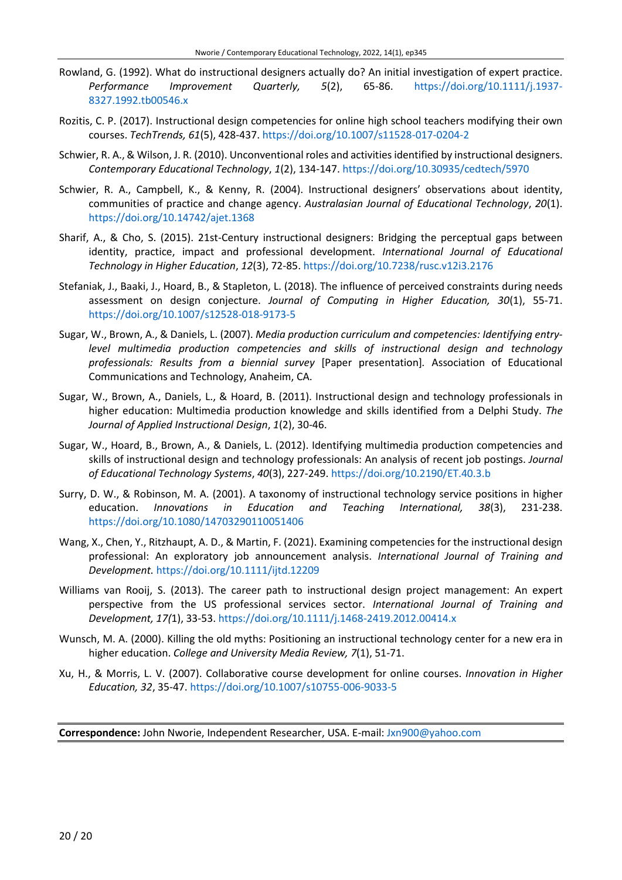Rowland, G. (1992). What do instructional designers actually do? An initial investigation of expert practice. *Performance Improvement Quarterly, 5*(2), 65-86. https://doi.org/10.1111/j.1937-8327.1992.tb00546.x

Rozitis, C. P. (2017). Instructional design competencies for online high school teachers modifying their own courses. *TechTrends, 61*(5), 428-437. https://doi.org/10.1007/s11528-017-0204-2

Schwier, R. A., & Wilson, J. R. (2010). Unconventional roles and activities identified by instructional designers. *Contemporary Educational Technology*, *1*(2), 134-147. https://doi.org/10.30935/cedtech/5970

Schwier, R. A., Campbell, K., & Kenny, R. (2004). Instructional designers' observations about identity, communities of practice and change agency. *Australasian Journal of Educational Technology*, *20*(1). https://doi.org/10.14742/ajet.1368

Sharif, A., & Cho, S. (2015). 21st-Century instructional designers: Bridging the perceptual gaps between identity, practice, impact and professional development. *International Journal of Educational Technology in Higher Education*, *12*(3), 72-85. https://doi.org/10.7238/rusc.v12i3.2176

Stefaniak, J., Baaki, J., Hoard, B., & Stapleton, L. (2018). The influence of perceived constraints during needs assessment on design conjecture. *Journal of Computing in Higher Education, 30*(1), 55-71. https://doi.org/10.1007/s12528-018-9173-5

Sugar, W., Brown, A., & Daniels, L. (2007). *Media production curriculum and competencies: Identifying entry-level multimedia production competencies and skills of instructional design and technology professionals: Results from a biennial survey* [Paper presentation]. Association of Educational Communications and Technology, Anaheim, CA.

Sugar, W., Brown, A., Daniels, L., & Hoard, B. (2011). Instructional design and technology professionals in higher education: Multimedia production knowledge and skills identified from a Delphi Study. *The Journal of Applied Instructional Design*, *1*(2), 30-46.

Sugar, W., Hoard, B., Brown, A., & Daniels, L. (2012). Identifying multimedia production competencies and skills of instructional design and technology professionals: An analysis of recent job postings. *Journal of Educational Technology Systems*, *40*(3), 227-249. https://doi.org/10.2190/ET.40.3.b

Surry, D. W., & Robinson, M. A. (2001). A taxonomy of instructional technology service positions in higher education. *Innovations in Education and Teaching International, 38*(3), 231-238. https://doi.org/10.1080/14703290110051406

Wang, X., Chen, Y., Ritzhaupt, A. D., & Martin, F. (2021). Examining competencies for the instructional design professional: An exploratory job announcement analysis. *International Journal of Training and Development.* https://doi.org/10.1111/ijtd.12209

Williams van Rooij, S. (2013). The career path to instructional design project management: An expert perspective from the US professional services sector. *International Journal of Training and Development, 17(*1), 33-53. https://doi.org/10.1111/j.1468-2419.2012.00414.x

Wunsch, M. A. (2000). Killing the old myths: Positioning an instructional technology center for a new era in higher education. *College and University Media Review, 7*(1), 51-71.

Xu, H., & Morris, L. V. (2007). Collaborative course development for online courses. *Innovation in Higher Education, 32*, 35-47. https://doi.org/10.1007/s10755-006-9033-5

---

**Correspondence:** John Nworie, Independent Researcher, USA. E-mail: Jxn900@yahoo.com